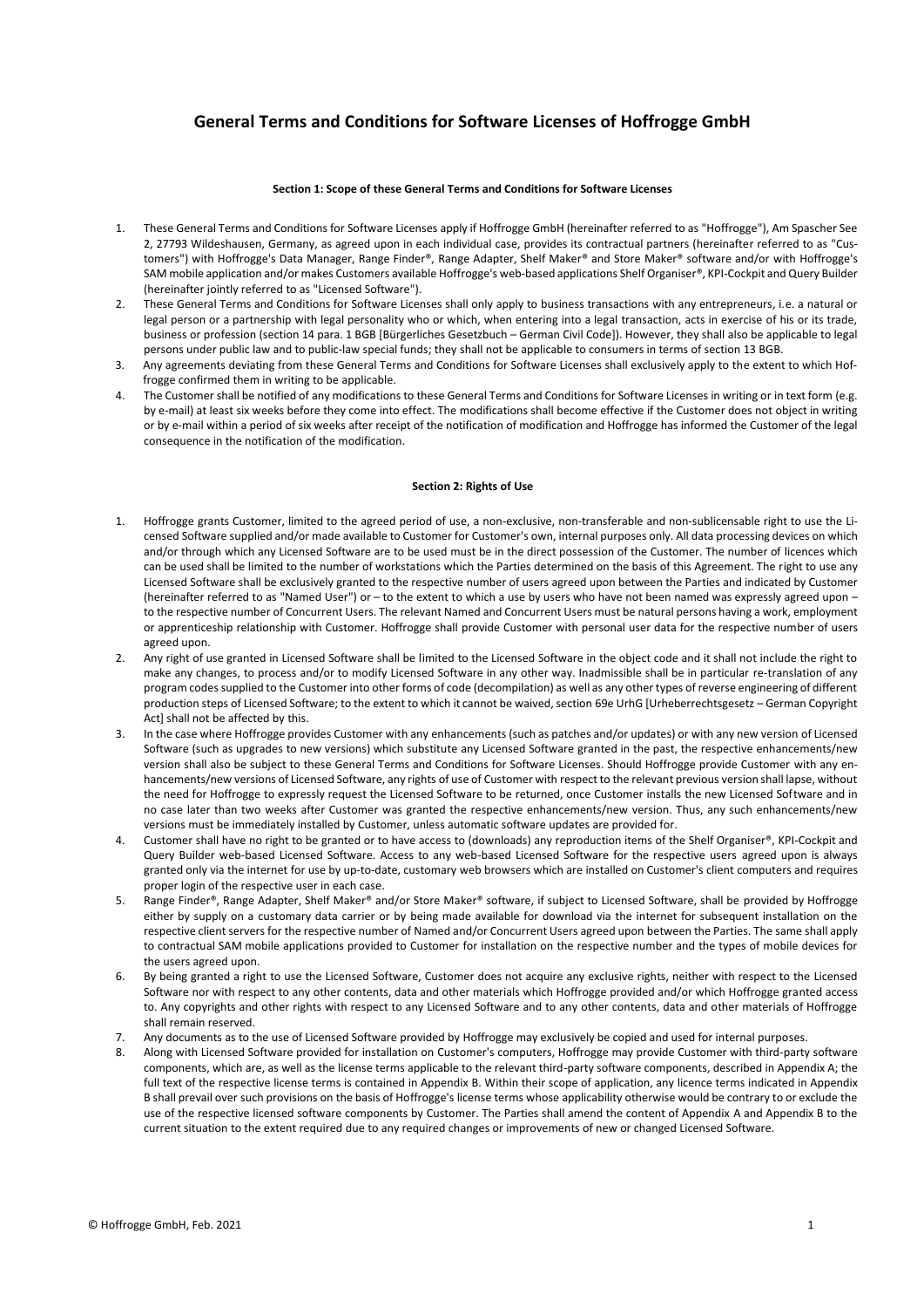# General Terms and Conditions for Software Licenses of Hoffrogge GmbH

#### Section 1: Scope of these General Terms and Conditions for Software Licenses

1. These General Terms and Conditions for Software Licenses apply if Hoffrogge GmbH (hereinafter referred to as "Hoffrogge"), Am Spascher See 2, 27793 Wildeshausen, Germany, as agreed upon in each individual case, provides its contractual partners (hereinafter referred to as "Customers") with Hoffrogge's Data Manager, Range Finder®, Range Adapter, Shelf Maker® and Store Maker® software and/or with Hoffrogge's SAM mobile application and/or makes Customers available Hoffrogge's web-based applications Shelf Organiser®, KPI-Cockpit and Query Builder (hereinafter jointly referred to as "Licensed Software").
2. These General Terms and Conditions for Software Licenses shall only apply to business transactions with any entrepreneurs, i.e. a natural or legal person or a partnership with legal personality who or which, when entering into a legal transaction, acts in exercise of his or its trade, business or profession (section 14 para. 1 BGB [Bürgerliches Gesetzbuch – German Civil Code]). However, they shall also be applicable to legal persons under public law and to public-law special funds; they shall not be applicable to consumers in terms of section 13 BGB.
3. Any agreements deviating from these General Terms and Conditions for Software Licenses shall exclusively apply to the extent to which Hoffrogge confirmed them in writing to be applicable.
4. The Customer shall be notified of any modifications to these General Terms and Conditions for Software Licenses in writing or in text form (e.g. by e-mail) at least six weeks before they come into effect. The modifications shall become effective if the Customer does not object in writing or by e-mail within a period of six weeks after receipt of the notification of modification and Hoffrogge has informed the Customer of the legal consequence in the notification of the modification.

#### Section 2: Rights of Use

1. Hoffrogge grants Customer, limited to the agreed period of use, a non-exclusive, non-transferable and non-sublicensable right to use the Licensed Software supplied and/or made available to Customer for Customer's own, internal purposes only. All data processing devices on which and/or through which any Licensed Software are to be used must be in the direct possession of the Customer. The number of licences which can be used shall be limited to the number of workstations which the Parties determined on the basis of this Agreement. The right to use any Licensed Software shall be exclusively granted to the respective number of users agreed upon between the Parties and indicated by Customer (hereinafter referred to as "Named User") or – to the extent to which a use by users who have not been named was expressly agreed upon – to the respective number of Concurrent Users. The relevant Named and Concurrent Users must be natural persons having a work, employment or apprenticeship relationship with Customer. Hoffrogge shall provide Customer with personal user data for the respective number of users agreed upon.
2. Any right of use granted in Licensed Software shall be limited to the Licensed Software in the object code and it shall not include the right to make any changes, to process and/or to modify Licensed Software in any other way. Inadmissible shall be in particular re-translation of any program codes supplied to the Customer into other forms of code (decompilation) as well as any other types of reverse engineering of different production steps of Licensed Software; to the extent to which it cannot be waived, section 69e UrhG [Urheberrechtsgesetz – German Copyright Act] shall not be affected by this.
3. In the case where Hoffrogge provides Customer with any enhancements (such as patches and/or updates) or with any new version of Licensed Software (such as upgrades to new versions) which substitute any Licensed Software granted in the past, the respective enhancements/new version shall also be subject to these General Terms and Conditions for Software Licenses. Should Hoffrogge provide Customer with any enhancements/new versions of Licensed Software, any rights of use of Customer with respect to the relevant previous version shall lapse, without the need for Hoffrogge to expressly request the Licensed Software to be returned, once Customer installs the new Licensed Software and in no case later than two weeks after Customer was granted the respective enhancements/new version. Thus, any such enhancements/new versions must be immediately installed by Customer, unless automatic software updates are provided for.
4. Customer shall have no right to be granted or to have access to (downloads) any reproduction items of the Shelf Organiser®, KPI-Cockpit and Query Builder web-based Licensed Software. Access to any web-based Licensed Software for the respective users agreed upon is always granted only via the internet for use by up-to-date, customary web browsers which are installed on Customer's client computers and requires proper login of the respective user in each case.
5. Range Finder®, Range Adapter, Shelf Maker® and/or Store Maker® software, if subject to Licensed Software, shall be provided by Hoffrogge either by supply on a customary data carrier or by being made available for download via the internet for subsequent installation on the respective client servers for the respective number of Named and/or Concurrent Users agreed upon between the Parties. The same shall apply to contractual SAM mobile applications provided to Customer for installation on the respective number and the types of mobile devices for the users agreed upon.
6. By being granted a right to use the Licensed Software, Customer does not acquire any exclusive rights, neither with respect to the Licensed Software nor with respect to any other contents, data and other materials which Hoffrogge provided and/or which Hoffrogge granted access to. Any copyrights and other rights with respect to any Licensed Software and to any other contents, data and other materials of Hoffrogge shall remain reserved.
7. Any documents as to the use of Licensed Software provided by Hoffrogge may exclusively be copied and used for internal purposes.
8. Along with Licensed Software provided for installation on Customer's computers, Hoffrogge may provide Customer with third-party software components, which are, as well as the license terms applicable to the relevant third-party software components, described in Appendix A; the full text of the respective license terms is contained in Appendix B. Within their scope of application, any licence terms indicated in Appendix B shall prevail over such provisions on the basis of Hoffrogge's license terms whose applicability otherwise would be contrary to or exclude the use of the respective licensed software components by Customer. The Parties shall amend the content of Appendix A and Appendix B to the current situation to the extent required due to any required changes or improvements of new or changed Licensed Software.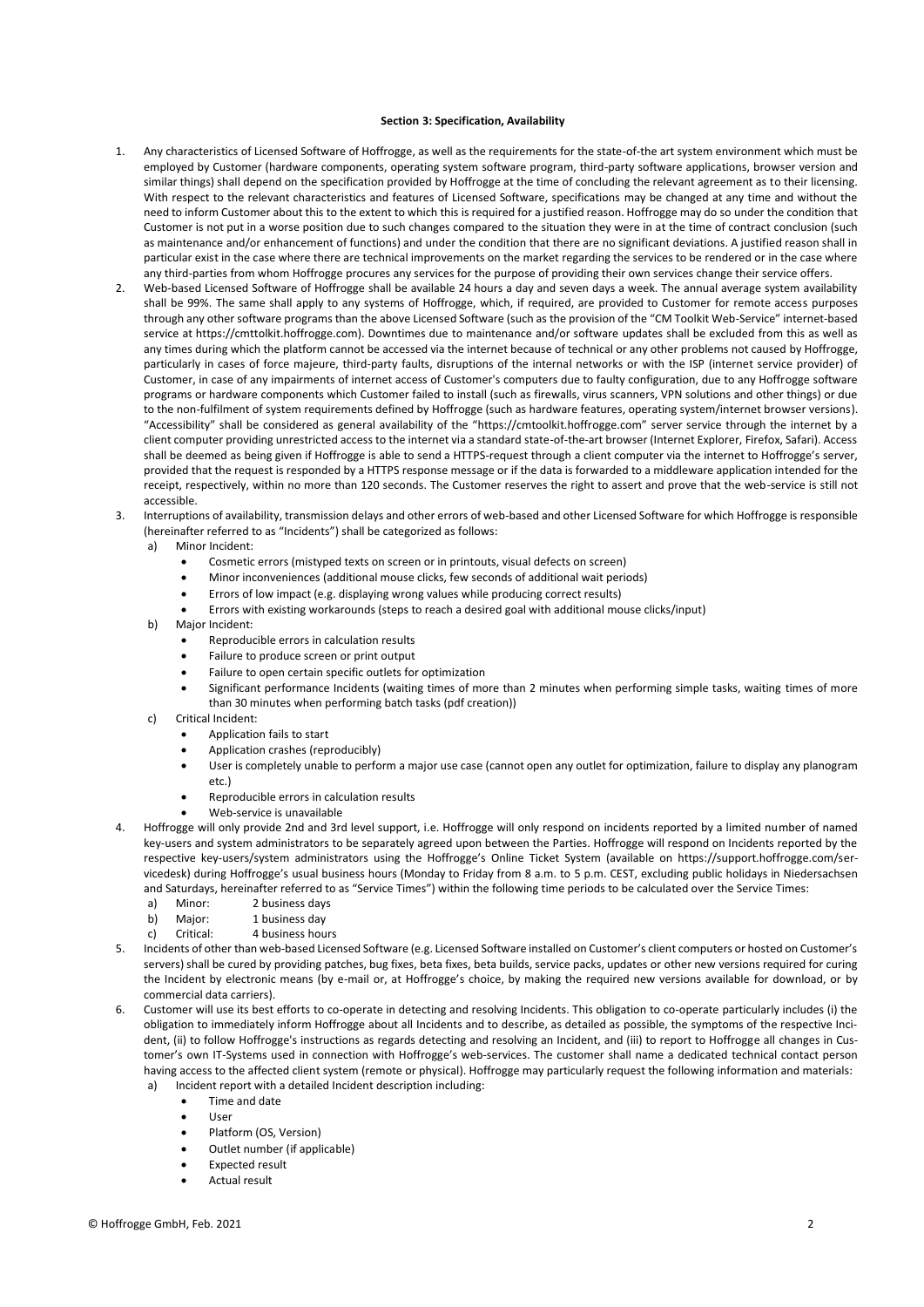**Section 3: Specification, Availability**

1. Any characteristics of Licensed Software of Hoffrogge, as well as the requirements for the state-of-the art system environment which must be employed by Customer (hardware components, operating system software program, third-party software applications, browser version and similar things) shall depend on the specification provided by Hoffrogge at the time of concluding the relevant agreement as to their licensing. With respect to the relevant characteristics and features of Licensed Software, specifications may be changed at any time and without the need to inform Customer about this to the extent to which this is required for a justified reason. Hoffrogge may do so under the condition that Customer is not put in a worse position due to such changes compared to the situation they were in at the time of contract conclusion (such as maintenance and/or enhancement of functions) and under the condition that there are no significant deviations. A justified reason shall in particular exist in the case where there are technical improvements on the market regarding the services to be rendered or in the case where any third-parties from whom Hoffrogge procures any services for the purpose of providing their own services change their service offers.
2. Web-based Licensed Software of Hoffrogge shall be available 24 hours a day and seven days a week. The annual average system availability shall be 99%. The same shall apply to any systems of Hoffrogge, which, if required, are provided to Customer for remote access purposes through any other software programs than the above Licensed Software (such as the provision of the "CM Toolkit Web-Service" internet-based service at https://cmttolkit.hoffrogge.com). Downtimes due to maintenance and/or software updates shall be excluded from this as well as any times during which the platform cannot be accessed via the internet because of technical or any other problems not caused by Hoffrogge, particularly in cases of force majeure, third-party faults, disruptions of the internal networks or with the ISP (internet service provider) of Customer, in case of any impairments of internet access of Customer's computers due to faulty configuration, due to any Hoffrogge software programs or hardware components which Customer failed to install (such as firewalls, virus scanners, VPN solutions and other things) or due to the non-fulfilment of system requirements defined by Hoffrogge (such as hardware features, operating system/internet browser versions). "Accessibility" shall be considered as general availability of the "https://cmtoolkit.hoffrogge.com" server service through the internet by a client computer providing unrestricted access to the internet via a standard state-of-the-art browser (Internet Explorer, Firefox, Safari). Access shall be deemed as being given if Hoffrogge is able to send a HTTPS-request through a client computer via the internet to Hoffrogge's server, provided that the request is responded by a HTTPS response message or if the data is forwarded to a middleware application intended for the receipt, respectively, within no more than 120 seconds. The Customer reserves the right to assert and prove that the web-service is still not accessible.
3. Interruptions of availability, transmission delays and other errors of web-based and other Licensed Software for which Hoffrogge is responsible (hereinafter referred to as "Incidents") shall be categorized as follows:
   a) Minor Incident:
      - Cosmetic errors (mistyped texts on screen or in printouts, visual defects on screen)
      - Minor inconveniences (additional mouse clicks, few seconds of additional wait periods)
      - Errors of low impact (e.g. displaying wrong values while producing correct results)
      - Errors with existing workarounds (steps to reach a desired goal with additional mouse clicks/input)
   b) Major Incident:
      - Reproducible errors in calculation results
      - Failure to produce screen or print output
      - Failure to open certain specific outlets for optimization
      - Significant performance Incidents (waiting times of more than 2 minutes when performing simple tasks, waiting times of more than 30 minutes when performing batch tasks (pdf creation))
   c) Critical Incident:
      - Application fails to start
      - Application crashes (reproducibly)
      - User is completely unable to perform a major use case (cannot open any outlet for optimization, failure to display any planogram etc.)
      - Reproducible errors in calculation results
      - Web-service is unavailable
4. Hoffrogge will only provide 2nd and 3rd level support, i.e. Hoffrogge will only respond on incidents reported by a limited number of named key-users and system administrators to be separately agreed upon between the Parties. Hoffrogge will respond on Incidents reported by the respective key-users/system administrators using the Hoffrogge's Online Ticket System (available on https://support.hoffrogge.com/servicedesk) during Hoffrogge's usual business hours (Monday to Friday from 8 a.m. to 5 p.m. CEST, excluding public holidays in Niedersachsen and Saturdays, hereinafter referred to as "Service Times") within the following time periods to be calculated over the Service Times:
   a) Minor: 2 business days
   b) Major: 1 business day
   c) Critical: 4 business hours
5. Incidents of other than web-based Licensed Software (e.g. Licensed Software installed on Customer's client computers or hosted on Customer's servers) shall be cured by providing patches, bug fixes, beta fixes, beta builds, service packs, updates or other new versions required for curing the Incident by electronic means (by e-mail or, at Hoffrogge's choice, by making the required new versions available for download, or by commercial data carriers).
6. Customer will use its best efforts to co-operate in detecting and resolving Incidents. This obligation to co-operate particularly includes (i) the obligation to immediately inform Hoffrogge about all Incidents and to describe, as detailed as possible, the symptoms of the respective Incident, (ii) to follow Hoffrogge's instructions as regards detecting and resolving an Incident, and (iii) to report to Hoffrogge all changes in Customer's own IT-Systems used in connection with Hoffrogge's web-services. The customer shall name a dedicated technical contact person having access to the affected client system (remote or physical). Hoffrogge may particularly request the following information and materials:
   a) Incident report with a detailed Incident description including:
      - Time and date
      - User
      - Platform (OS, Version)
      - Outlet number (if applicable)
      - Expected result
      - Actual result

© Hoffrogge GmbH, Feb. 2021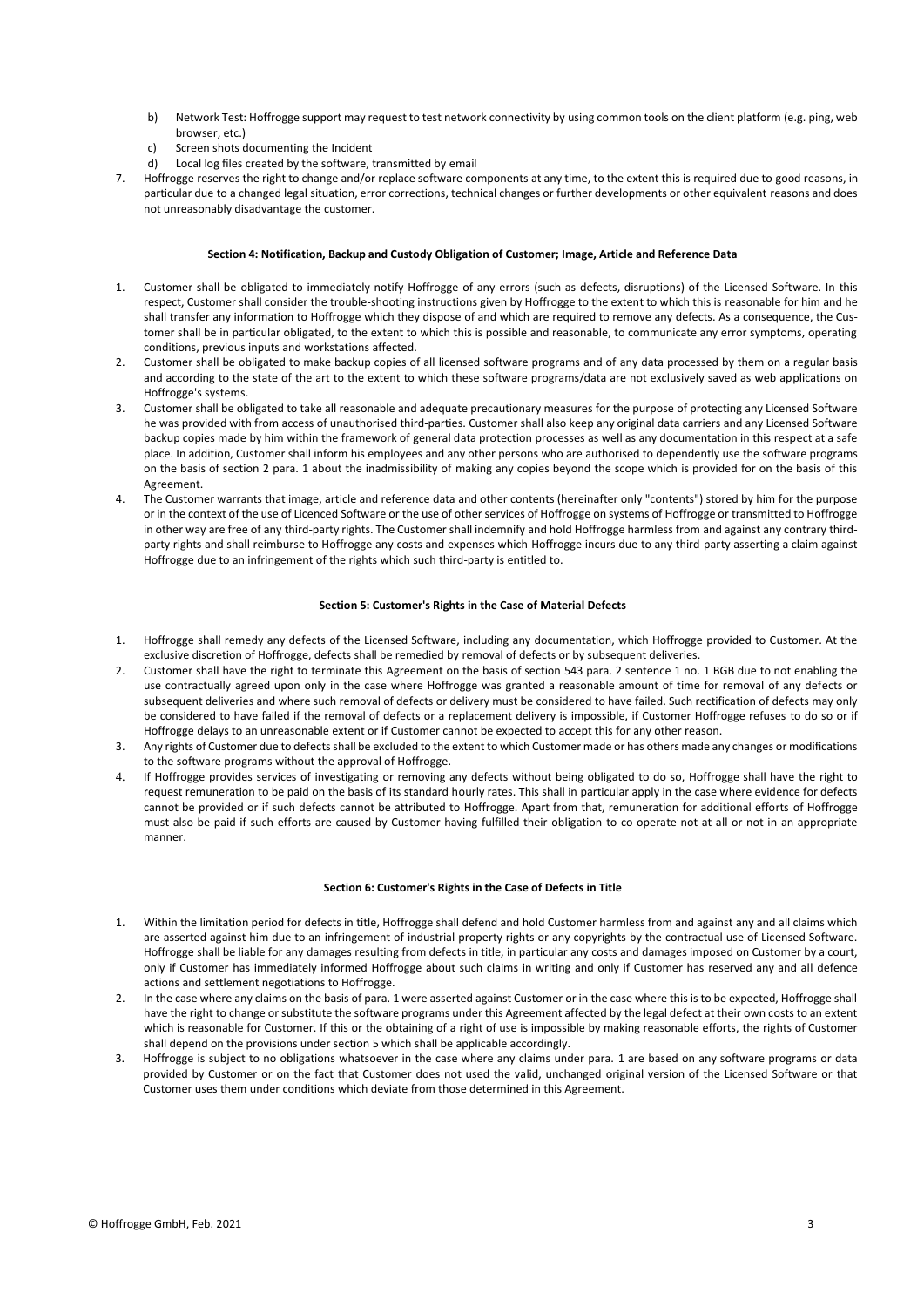b) Network Test: Hoffrogge support may request to test network connectivity by using common tools on the client platform (e.g. ping, web browser, etc.)
c) Screen shots documenting the Incident
d) Local log files created by the software, transmitted by email

7. Hoffrogge reserves the right to change and/or replace software components at any time, to the extent this is required due to good reasons, in particular due to a changed legal situation, error corrections, technical changes or further developments or other equivalent reasons and does not unreasonably disadvantage the customer.

#### Section 4: Notification, Backup and Custody Obligation of Customer; Image, Article and Reference Data

1. Customer shall be obligated to immediately notify Hoffrogge of any errors (such as defects, disruptions) of the Licensed Software. In this respect, Customer shall consider the trouble-shooting instructions given by Hoffrogge to the extent to which this is reasonable for him and he shall transfer any information to Hoffrogge which they dispose of and which are required to remove any defects. As a consequence, the Customer shall be in particular obligated, to the extent to which this is possible and reasonable, to communicate any error symptoms, operating conditions, previous inputs and workstations affected.
2. Customer shall be obligated to make backup copies of all licensed software programs and of any data processed by them on a regular basis and according to the state of the art to the extent to which these software programs/data are not exclusively saved as web applications on Hoffrogge's systems.
3. Customer shall be obligated to take all reasonable and adequate precautionary measures for the purpose of protecting any Licensed Software he was provided with from access of unauthorised third-parties. Customer shall also keep any original data carriers and any Licensed Software backup copies made by him within the framework of general data protection processes as well as any documentation in this respect at a safe place. In addition, Customer shall inform his employees and any other persons who are authorised to dependently use the software programs on the basis of section 2 para. 1 about the inadmissibility of making any copies beyond the scope which is provided for on the basis of this Agreement.
4. The Customer warrants that image, article and reference data and other contents (hereinafter only "contents") stored by him for the purpose or in the context of the use of Licenced Software or the use of other services of Hoffrogge on systems of Hoffrogge or transmitted to Hoffrogge in other way are free of any third-party rights. The Customer shall indemnify and hold Hoffrogge harmless from and against any contrary third-party rights and shall reimburse to Hoffrogge any costs and expenses which Hoffrogge incurs due to any third-party asserting a claim against Hoffrogge due to an infringement of the rights which such third-party is entitled to.

#### Section 5: Customer's Rights in the Case of Material Defects

1. Hoffrogge shall remedy any defects of the Licensed Software, including any documentation, which Hoffrogge provided to Customer. At the exclusive discretion of Hoffrogge, defects shall be remedied by removal of defects or by subsequent deliveries.
2. Customer shall have the right to terminate this Agreement on the basis of section 543 para. 2 sentence 1 no. 1 BGB due to not enabling the use contractually agreed upon only in the case where Hoffrogge was granted a reasonable amount of time for removal of any defects or subsequent deliveries and where such removal of defects or delivery must be considered to have failed. Such rectification of defects may only be considered to have failed if the removal of defects or a replacement delivery is impossible, if Customer Hoffrogge refuses to do so or if Hoffrogge delays to an unreasonable extent or if Customer cannot be expected to accept this for any other reason.
3. Any rights of Customer due to defects shall be excluded to the extent to which Customer made or has others made any changes or modifications to the software programs without the approval of Hoffrogge.
4. If Hoffrogge provides services of investigating or removing any defects without being obligated to do so, Hoffrogge shall have the right to request remuneration to be paid on the basis of its standard hourly rates. This shall in particular apply in the case where evidence for defects cannot be provided or if such defects cannot be attributed to Hoffrogge. Apart from that, remuneration for additional efforts of Hoffrogge must also be paid if such efforts are caused by Customer having fulfilled their obligation to co-operate not at all or not in an appropriate manner.

#### Section 6: Customer's Rights in the Case of Defects in Title

1. Within the limitation period for defects in title, Hoffrogge shall defend and hold Customer harmless from and against any and all claims which are asserted against him due to an infringement of industrial property rights or any copyrights by the contractual use of Licensed Software. Hoffrogge shall be liable for any damages resulting from defects in title, in particular any costs and damages imposed on Customer by a court, only if Customer has immediately informed Hoffrogge about such claims in writing and only if Customer has reserved any and all defence actions and settlement negotiations to Hoffrogge.
2. In the case where any claims on the basis of para. 1 were asserted against Customer or in the case where this is to be expected, Hoffrogge shall have the right to change or substitute the software programs under this Agreement affected by the legal defect at their own costs to an extent which is reasonable for Customer. If this or the obtaining of a right of use is impossible by making reasonable efforts, the rights of Customer shall depend on the provisions under section 5 which shall be applicable accordingly.
3. Hoffrogge is subject to no obligations whatsoever in the case where any claims under para. 1 are based on any software programs or data provided by Customer or on the fact that Customer does not used the valid, unchanged original version of the Licensed Software or that Customer uses them under conditions which deviate from those determined in this Agreement.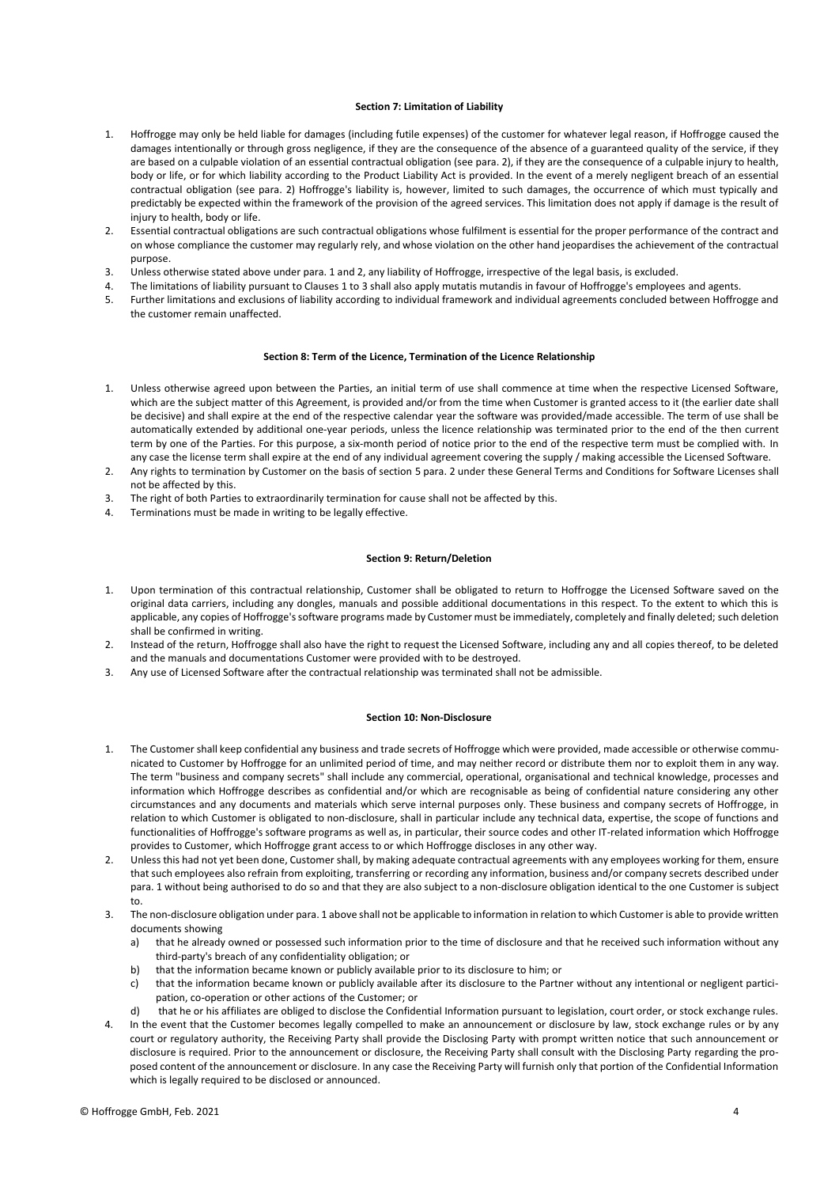#### Section 7: Limitation of Liability

1. Hoffrogge may only be held liable for damages (including futile expenses) of the customer for whatever legal reason, if Hoffrogge caused the damages intentionally or through gross negligence, if they are the consequence of the absence of a guaranteed quality of the service, if they are based on a culpable violation of an essential contractual obligation (see para. 2), if they are the consequence of a culpable injury to health, body or life, or for which liability according to the Product Liability Act is provided. In the event of a merely negligent breach of an essential contractual obligation (see para. 2) Hoffrogge's liability is, however, limited to such damages, the occurrence of which must typically and predictably be expected within the framework of the provision of the agreed services. This limitation does not apply if damage is the result of injury to health, body or life.
2. Essential contractual obligations are such contractual obligations whose fulfilment is essential for the proper performance of the contract and on whose compliance the customer may regularly rely, and whose violation on the other hand jeopardises the achievement of the contractual purpose.
3. Unless otherwise stated above under para. 1 and 2, any liability of Hoffrogge, irrespective of the legal basis, is excluded.
4. The limitations of liability pursuant to Clauses 1 to 3 shall also apply mutatis mutandis in favour of Hoffrogge's employees and agents.
5. Further limitations and exclusions of liability according to individual framework and individual agreements concluded between Hoffrogge and the customer remain unaffected.

#### Section 8: Term of the Licence, Termination of the Licence Relationship

1. Unless otherwise agreed upon between the Parties, an initial term of use shall commence at time when the respective Licensed Software, which are the subject matter of this Agreement, is provided and/or from the time when Customer is granted access to it (the earlier date shall be decisive) and shall expire at the end of the respective calendar year the software was provided/made accessible. The term of use shall be automatically extended by additional one-year periods, unless the licence relationship was terminated prior to the end of the then current term by one of the Parties. For this purpose, a six-month period of notice prior to the end of the respective term must be complied with. In any case the license term shall expire at the end of any individual agreement covering the supply / making accessible the Licensed Software.
2. Any rights to termination by Customer on the basis of section 5 para. 2 under these General Terms and Conditions for Software Licenses shall not be affected by this.
3. The right of both Parties to extraordinarily termination for cause shall not be affected by this.
4. Terminations must be made in writing to be legally effective.

#### Section 9: Return/Deletion

1. Upon termination of this contractual relationship, Customer shall be obligated to return to Hoffrogge the Licensed Software saved on the original data carriers, including any dongles, manuals and possible additional documentations in this respect. To the extent to which this is applicable, any copies of Hoffrogge's software programs made by Customer must be immediately, completely and finally deleted; such deletion shall be confirmed in writing.
2. Instead of the return, Hoffrogge shall also have the right to request the Licensed Software, including any and all copies thereof, to be deleted and the manuals and documentations Customer were provided with to be destroyed.
3. Any use of Licensed Software after the contractual relationship was terminated shall not be admissible.

#### Section 10: Non-Disclosure

1. The Customer shall keep confidential any business and trade secrets of Hoffrogge which were provided, made accessible or otherwise communicated to Customer by Hoffrogge for an unlimited period of time, and may neither record or distribute them nor to exploit them in any way. The term "business and company secrets" shall include any commercial, operational, organisational and technical knowledge, processes and information which Hoffrogge describes as confidential and/or which are recognisable as being of confidential nature considering any other circumstances and any documents and materials which serve internal purposes only. These business and company secrets of Hoffrogge, in relation to which Customer is obligated to non-disclosure, shall in particular include any technical data, expertise, the scope of functions and functionalities of Hoffrogge's software programs as well as, in particular, their source codes and other IT-related information which Hoffrogge provides to Customer, which Hoffrogge grant access to or which Hoffrogge discloses in any other way.
2. Unless this had not yet been done, Customer shall, by making adequate contractual agreements with any employees working for them, ensure that such employees also refrain from exploiting, transferring or recording any information, business and/or company secrets described under para. 1 without being authorised to do so and that they are also subject to a non-disclosure obligation identical to the one Customer is subject to.
3. The non-disclosure obligation under para. 1 above shall not be applicable to information in relation to which Customer is able to provide written documents showing
   a) that he already owned or possessed such information prior to the time of disclosure and that he received such information without any third-party's breach of any confidentiality obligation; or
   b) that the information became known or publicly available prior to its disclosure to him; or
   c) that the information became known or publicly available after its disclosure to the Partner without any intentional or negligent participation, co-operation or other actions of the Customer; or
   d) that he or his affiliates are obliged to disclose the Confidential Information pursuant to legislation, court order, or stock exchange rules.
4. In the event that the Customer becomes legally compelled to make an announcement or disclosure by law, stock exchange rules or by any court or regulatory authority, the Receiving Party shall provide the Disclosing Party with prompt written notice that such announcement or disclosure is required. Prior to the announcement or disclosure, the Receiving Party shall consult with the Disclosing Party regarding the proposed content of the announcement or disclosure. In any case the Receiving Party will furnish only that portion of the Confidential Information which is legally required to be disclosed or announced.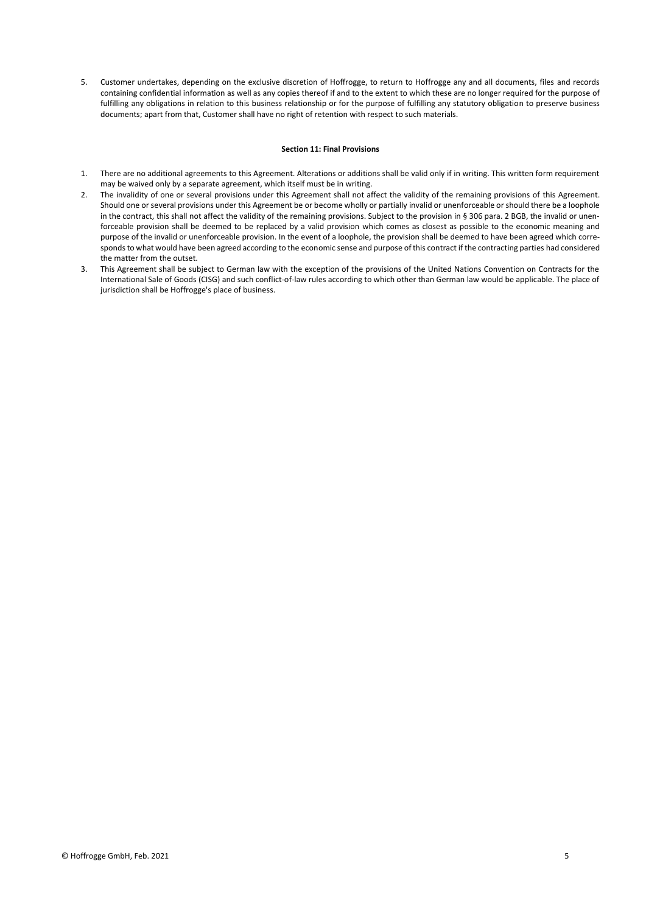5. Customer undertakes, depending on the exclusive discretion of Hoffrogge, to return to Hoffrogge any and all documents, files and records containing confidential information as well as any copies thereof if and to the extent to which these are no longer required for the purpose of fulfilling any obligations in relation to this business relationship or for the purpose of fulfilling any statutory obligation to preserve business documents; apart from that, Customer shall have no right of retention with respect to such materials.

**Section 11: Final Provisions**

1. There are no additional agreements to this Agreement. Alterations or additions shall be valid only if in writing. This written form requirement may be waived only by a separate agreement, which itself must be in writing.
2. The invalidity of one or several provisions under this Agreement shall not affect the validity of the remaining provisions of this Agreement. Should one or several provisions under this Agreement be or become wholly or partially invalid or unenforceable or should there be a loophole in the contract, this shall not affect the validity of the remaining provisions. Subject to the provision in § 306 para. 2 BGB, the invalid or unenforceable provision shall be deemed to be replaced by a valid provision which comes as closest as possible to the economic meaning and purpose of the invalid or unenforceable provision. In the event of a loophole, the provision shall be deemed to have been agreed which corresponds to what would have been agreed according to the economic sense and purpose of this contract if the contracting parties had considered the matter from the outset.
3. This Agreement shall be subject to German law with the exception of the provisions of the United Nations Convention on Contracts for the International Sale of Goods (CISG) and such conflict-of-law rules according to which other than German law would be applicable. The place of jurisdiction shall be Hoffrogge's place of business.

© Hoffrogge GmbH, Feb. 2021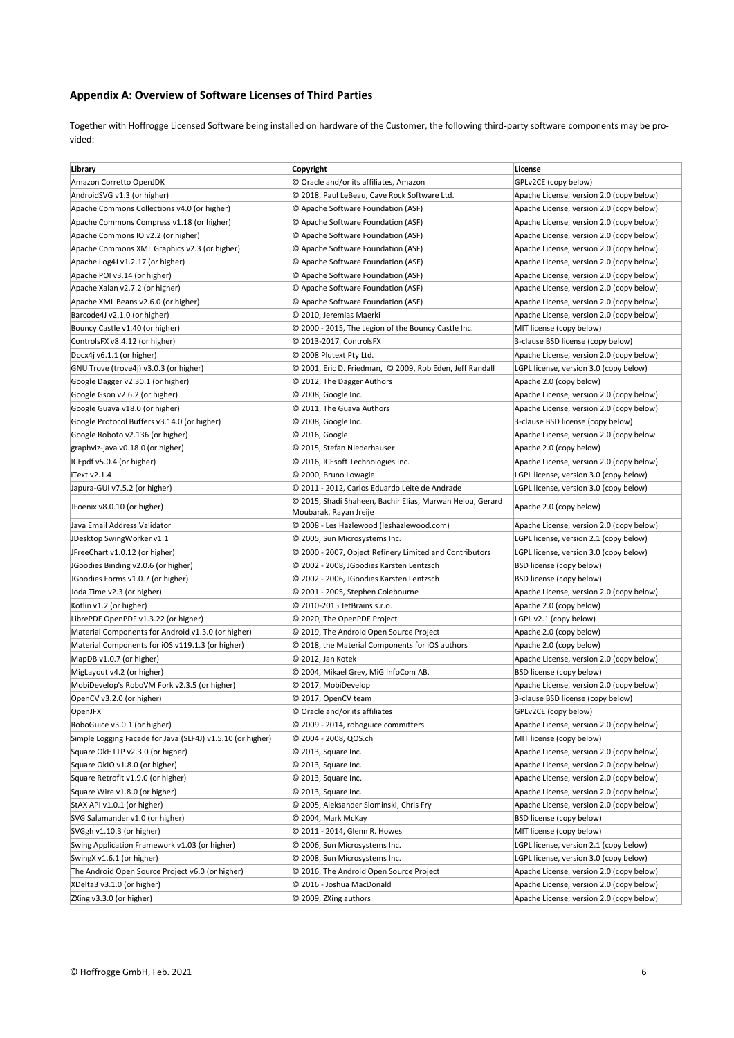### Appendix A: Overview of Software Licenses of Third Parties

Together with Hoffrogge Licensed Software being installed on hardware of the Customer, the following third-party software components may be provided:

| Library | Copyright | License |
|---|---|---|
| Amazon Corretto OpenJDK | © Oracle and/or its affiliates, Amazon | GPLv2CE (copy below) |
| AndroidSVG v1.3 (or higher) | © 2018, Paul LeBeau, Cave Rock Software Ltd. | Apache License, version 2.0 (copy below) |
| Apache Commons Collections v4.0 (or higher) | © Apache Software Foundation (ASF) | Apache License, version 2.0 (copy below) |
| Apache Commons Compress v1.18 (or higher) | © Apache Software Foundation (ASF) | Apache License, version 2.0 (copy below) |
| Apache Commons IO v2.2 (or higher) | © Apache Software Foundation (ASF) | Apache License, version 2.0 (copy below) |
| Apache Commons XML Graphics v2.3 (or higher) | © Apache Software Foundation (ASF) | Apache License, version 2.0 (copy below) |
| Apache Log4J v1.2.17 (or higher) | © Apache Software Foundation (ASF) | Apache License, version 2.0 (copy below) |
| Apache POI v3.14 (or higher) | © Apache Software Foundation (ASF) | Apache License, version 2.0 (copy below) |
| Apache Xalan v2.7.2 (or higher) | © Apache Software Foundation (ASF) | Apache License, version 2.0 (copy below) |
| Apache XML Beans v2.6.0 (or higher) | © Apache Software Foundation (ASF) | Apache License, version 2.0 (copy below) |
| Barcode4J v2.1.0 (or higher) | © 2010, Jeremias Maerki | Apache License, version 2.0 (copy below) |
| Bouncy Castle v1.40 (or higher) | © 2000 - 2015, The Legion of the Bouncy Castle Inc. | MIT license (copy below) |
| ControlsFX v8.4.12 (or higher) | © 2013-2017, ControlsFX | 3-clause BSD license (copy below) |
| Docx4j v6.1.1 (or higher) | © 2008 Plutext Pty Ltd. | Apache License, version 2.0 (copy below) |
| GNU Trove (trove4j) v3.0.3 (or higher) | © 2001, Eric D. Friedman, © 2009, Rob Eden, Jeff Randall | LGPL license, version 3.0 (copy below) |
| Google Dagger v2.30.1 (or higher) | © 2012, The Dagger Authors | Apache 2.0 (copy below) |
| Google Gson v2.6.2 (or higher) | © 2008, Google Inc. | Apache License, version 2.0 (copy below) |
| Google Guava v18.0 (or higher) | © 2011, The Guava Authors | Apache License, version 2.0 (copy below) |
| Google Protocol Buffers v3.14.0 (or higher) | © 2008, Google Inc. | 3-clause BSD license (copy below) |
| Google Roboto v2.136 (or higher) | © 2016, Google | Apache License, version 2.0 (copy below |
| graphviz-java v0.18.0 (or higher) | © 2015, Stefan Niederhauser | Apache 2.0 (copy below) |
| ICEpdf v5.0.4 (or higher) | © 2016, ICEsoft Technologies Inc. | Apache License, version 2.0 (copy below) |
| iText v2.1.4 | © 2000, Bruno Lowagie | LGPL license, version 3.0 (copy below) |
| Japura-GUI v7.5.2 (or higher) | © 2011 - 2012, Carlos Eduardo Leite de Andrade | LGPL license, version 3.0 (copy below) |
| JFoenix v8.0.10 (or higher) | © 2015, Shadi Shaheen, Bachir Elias, Marwan Helou, Gerard Moubarak, Rayan Jreije | Apache 2.0 (copy below) |
| Java Email Address Validator | © 2008 - Les Hazlewood (leshazlewood.com) | Apache License, version 2.0 (copy below) |
| JDesktop SwingWorker v1.1 | © 2005, Sun Microsystems Inc. | LGPL license, version 2.1 (copy below) |
| JFreeChart v1.0.12 (or higher) | © 2000 - 2007, Object Refinery Limited and Contributors | LGPL license, version 3.0 (copy below) |
| JGoodies Binding v2.0.6 (or higher) | © 2002 - 2008, JGoodies Karsten Lentzsch | BSD license (copy below) |
| JGoodies Forms v1.0.7 (or higher) | © 2002 - 2006, JGoodies Karsten Lentzsch | BSD license (copy below) |
| Joda Time v2.3 (or higher) | © 2001 - 2005, Stephen Colebourne | Apache License, version 2.0 (copy below) |
| Kotlin v1.2 (or higher) | © 2010-2015 JetBrains s.r.o. | Apache 2.0 (copy below) |
| LibrePDF OpenPDF v1.3.22 (or higher) | © 2020, The OpenPDF Project | LGPL v2.1 (copy below) |
| Material Components for Android v1.3.0 (or higher) | © 2019, The Android Open Source Project | Apache 2.0 (copy below) |
| Material Components for iOS v119.1.3 (or higher) | © 2018, the Material Components for iOS authors | Apache 2.0 (copy below) |
| MapDB v1.0.7 (or higher) | © 2012, Jan Kotek | Apache License, version 2.0 (copy below) |
| MigLayout v4.2 (or higher) | © 2004, Mikael Grev, MiG InfoCom AB. | BSD license (copy below) |
| MobiDevelop's RoboVM Fork v2.3.5 (or higher) | © 2017, MobiDevelop | Apache License, version 2.0 (copy below) |
| OpenCV v3.2.0 (or higher) | © 2017, OpenCV team | 3-clause BSD license (copy below) |
| OpenJFX | © Oracle and/or its affiliates | GPLv2CE (copy below) |
| RoboGuice v3.0.1 (or higher) | © 2009 - 2014, roboguice committers | Apache License, version 2.0 (copy below) |
| Simple Logging Facade for Java (SLF4J) v1.5.10 (or higher) | © 2004 - 2008, QOS.ch | MIT license (copy below) |
| Square OkHTTP v2.3.0 (or higher) | © 2013, Square Inc. | Apache License, version 2.0 (copy below) |
| Square OkIO v1.8.0 (or higher) | © 2013, Square Inc. | Apache License, version 2.0 (copy below) |
| Square Retrofit v1.9.0 (or higher) | © 2013, Square Inc. | Apache License, version 2.0 (copy below) |
| Square Wire v1.8.0 (or higher) | © 2013, Square Inc. | Apache License, version 2.0 (copy below) |
| StAX API v1.0.1 (or higher) | © 2005, Aleksander Slominski, Chris Fry | Apache License, version 2.0 (copy below) |
| SVG Salamander v1.0 (or higher) | © 2004, Mark McKay | BSD license (copy below) |
| SVGgh v1.10.3 (or higher) | © 2011 - 2014, Glenn R. Howes | MIT license (copy below) |
| Swing Application Framework v1.03 (or higher) | © 2006, Sun Microsystems Inc. | LGPL license, version 2.1 (copy below) |
| SwingX v1.6.1 (or higher) | © 2008, Sun Microsystems Inc. | LGPL license, version 3.0 (copy below) |
| The Android Open Source Project v6.0 (or higher) | © 2016, The Android Open Source Project | Apache License, version 2.0 (copy below) |
| XDelta3 v3.1.0 (or higher) | © 2016 - Joshua MacDonald | Apache License, version 2.0 (copy below) |
| ZXing v3.3.0 (or higher) | © 2009, ZXing authors | Apache License, version 2.0 (copy below) |

© Hoffrogge GmbH, Feb. 2021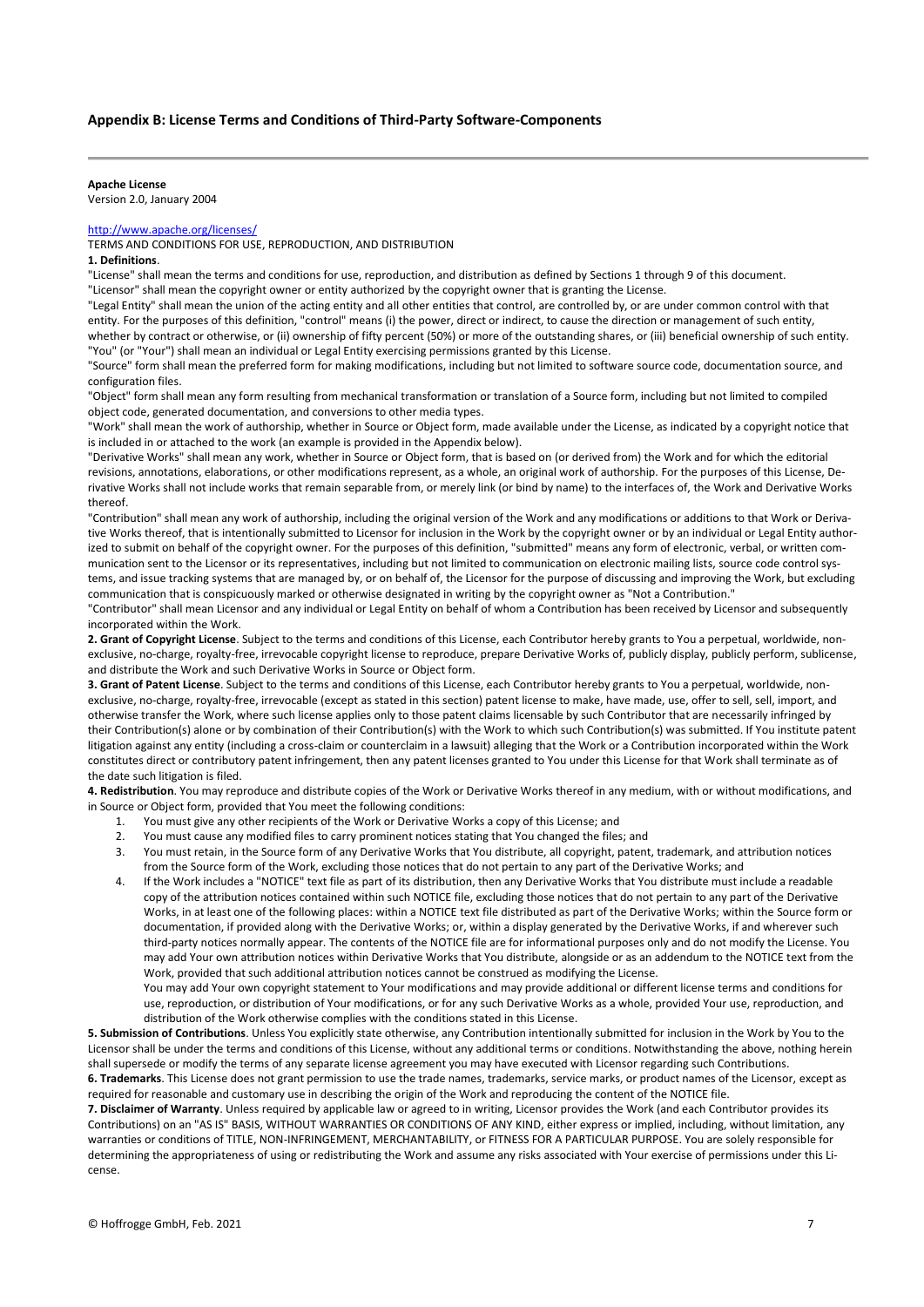## Appendix B: License Terms and Conditions of Third-Party Software-Components

**Apache License**
Version 2.0, January 2004

http://www.apache.org/licenses/

TERMS AND CONDITIONS FOR USE, REPRODUCTION, AND DISTRIBUTION

**1. Definitions**.

"License" shall mean the terms and conditions for use, reproduction, and distribution as defined by Sections 1 through 9 of this document.

"Licensor" shall mean the copyright owner or entity authorized by the copyright owner that is granting the License.

"Legal Entity" shall mean the union of the acting entity and all other entities that control, are controlled by, or are under common control with that entity. For the purposes of this definition, "control" means (i) the power, direct or indirect, to cause the direction or management of such entity, whether by contract or otherwise, or (ii) ownership of fifty percent (50%) or more of the outstanding shares, or (iii) beneficial ownership of such entity.

"You" (or "Your") shall mean an individual or Legal Entity exercising permissions granted by this License.

"Source" form shall mean the preferred form for making modifications, including but not limited to software source code, documentation source, and configuration files.

"Object" form shall mean any form resulting from mechanical transformation or translation of a Source form, including but not limited to compiled object code, generated documentation, and conversions to other media types.

"Work" shall mean the work of authorship, whether in Source or Object form, made available under the License, as indicated by a copyright notice that is included in or attached to the work (an example is provided in the Appendix below).

"Derivative Works" shall mean any work, whether in Source or Object form, that is based on (or derived from) the Work and for which the editorial revisions, annotations, elaborations, or other modifications represent, as a whole, an original work of authorship. For the purposes of this License, Derivative Works shall not include works that remain separable from, or merely link (or bind by name) to the interfaces of, the Work and Derivative Works thereof.

"Contribution" shall mean any work of authorship, including the original version of the Work and any modifications or additions to that Work or Derivative Works thereof, that is intentionally submitted to Licensor for inclusion in the Work by the copyright owner or by an individual or Legal Entity authorized to submit on behalf of the copyright owner. For the purposes of this definition, "submitted" means any form of electronic, verbal, or written communication sent to the Licensor or its representatives, including but not limited to communication on electronic mailing lists, source code control systems, and issue tracking systems that are managed by, or on behalf of, the Licensor for the purpose of discussing and improving the Work, but excluding communication that is conspicuously marked or otherwise designated in writing by the copyright owner as "Not a Contribution."

"Contributor" shall mean Licensor and any individual or Legal Entity on behalf of whom a Contribution has been received by Licensor and subsequently incorporated within the Work.

**2. Grant of Copyright License**. Subject to the terms and conditions of this License, each Contributor hereby grants to You a perpetual, worldwide, non-exclusive, no-charge, royalty-free, irrevocable copyright license to reproduce, prepare Derivative Works of, publicly display, publicly perform, sublicense, and distribute the Work and such Derivative Works in Source or Object form.

**3. Grant of Patent License**. Subject to the terms and conditions of this License, each Contributor hereby grants to You a perpetual, worldwide, non-exclusive, no-charge, royalty-free, irrevocable (except as stated in this section) patent license to make, have made, use, offer to sell, sell, import, and otherwise transfer the Work, where such license applies only to those patent claims licensable by such Contributor that are necessarily infringed by their Contribution(s) alone or by combination of their Contribution(s) with the Work to which such Contribution(s) was submitted. If You institute patent litigation against any entity (including a cross-claim or counterclaim in a lawsuit) alleging that the Work or a Contribution incorporated within the Work constitutes direct or contributory patent infringement, then any patent licenses granted to You under this License for that Work shall terminate as of the date such litigation is filed.

**4. Redistribution**. You may reproduce and distribute copies of the Work or Derivative Works thereof in any medium, with or without modifications, and in Source or Object form, provided that You meet the following conditions:

1. You must give any other recipients of the Work or Derivative Works a copy of this License; and
2. You must cause any modified files to carry prominent notices stating that You changed the files; and
3. You must retain, in the Source form of any Derivative Works that You distribute, all copyright, patent, trademark, and attribution notices from the Source form of the Work, excluding those notices that do not pertain to any part of the Derivative Works; and
4. If the Work includes a "NOTICE" text file as part of its distribution, then any Derivative Works that You distribute must include a readable copy of the attribution notices contained within such NOTICE file, excluding those notices that do not pertain to any part of the Derivative Works, in at least one of the following places: within a NOTICE text file distributed as part of the Derivative Works; within the Source form or documentation, if provided along with the Derivative Works; or, within a display generated by the Derivative Works, if and wherever such third-party notices normally appear. The contents of the NOTICE file are for informational purposes only and do not modify the License. You may add Your own attribution notices within Derivative Works that You distribute, alongside or as an addendum to the NOTICE text from the Work, provided that such additional attribution notices cannot be construed as modifying the License.

   You may add Your own copyright statement to Your modifications and may provide additional or different license terms and conditions for use, reproduction, or distribution of Your modifications, or for any such Derivative Works as a whole, provided Your use, reproduction, and distribution of the Work otherwise complies with the conditions stated in this License.

**5. Submission of Contributions**. Unless You explicitly state otherwise, any Contribution intentionally submitted for inclusion in the Work by You to the Licensor shall be under the terms and conditions of this License, without any additional terms or conditions. Notwithstanding the above, nothing herein shall supersede or modify the terms of any separate license agreement you may have executed with Licensor regarding such Contributions.

**6. Trademarks**. This License does not grant permission to use the trade names, trademarks, service marks, or product names of the Licensor, except as required for reasonable and customary use in describing the origin of the Work and reproducing the content of the NOTICE file.

**7. Disclaimer of Warranty**. Unless required by applicable law or agreed to in writing, Licensor provides the Work (and each Contributor provides its Contributions) on an "AS IS" BASIS, WITHOUT WARRANTIES OR CONDITIONS OF ANY KIND, either express or implied, including, without limitation, any warranties or conditions of TITLE, NON-INFRINGEMENT, MERCHANTABILITY, or FITNESS FOR A PARTICULAR PURPOSE. You are solely responsible for determining the appropriateness of using or redistributing the Work and assume any risks associated with Your exercise of permissions under this License.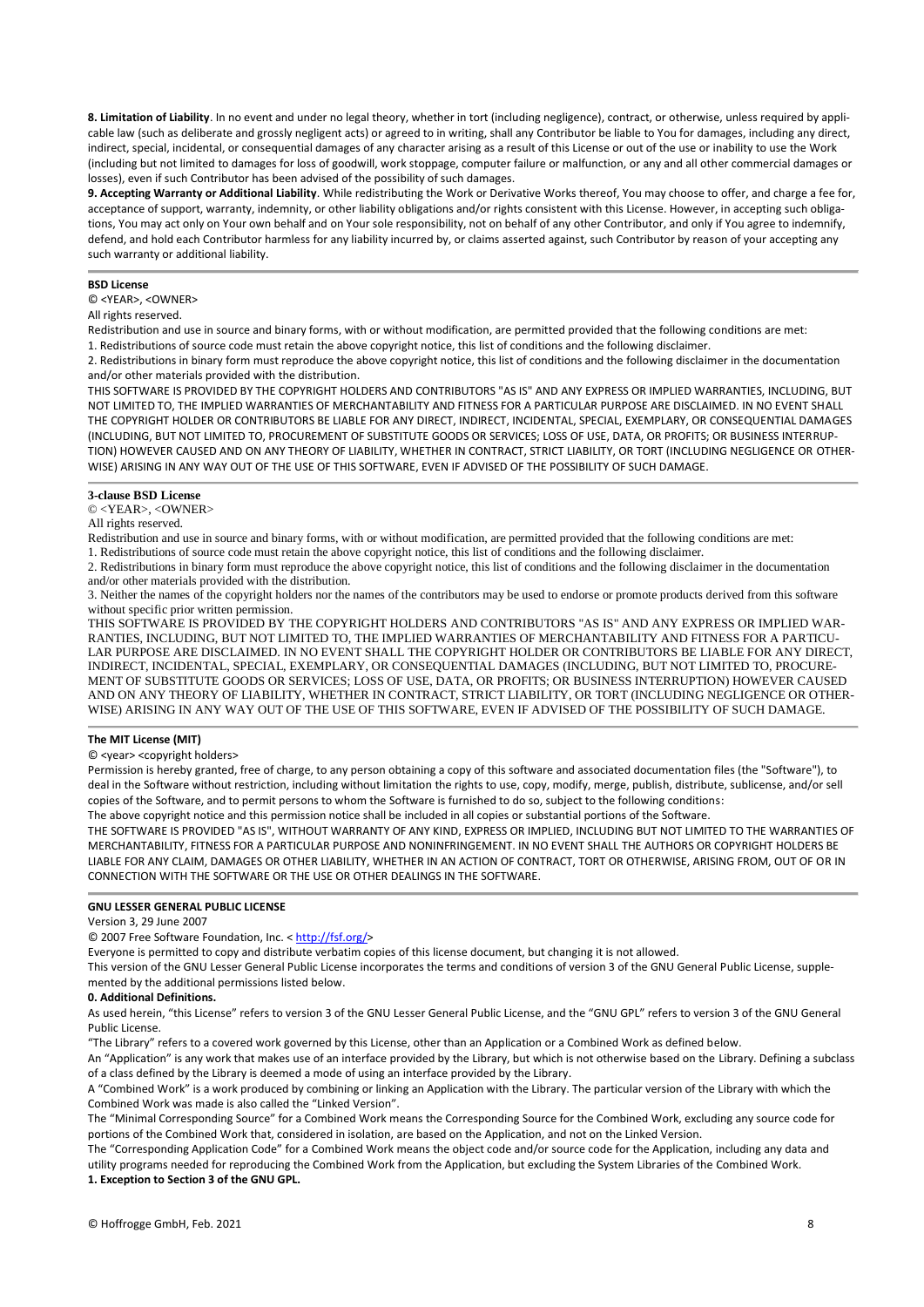**8. Limitation of Liability**. In no event and under no legal theory, whether in tort (including negligence), contract, or otherwise, unless required by applicable law (such as deliberate and grossly negligent acts) or agreed to in writing, shall any Contributor be liable to You for damages, including any direct, indirect, special, incidental, or consequential damages of any character arising as a result of this License or out of the use or inability to use the Work (including but not limited to damages for loss of goodwill, work stoppage, computer failure or malfunction, or any and all other commercial damages or losses), even if such Contributor has been advised of the possibility of such damages.

**9. Accepting Warranty or Additional Liability**. While redistributing the Work or Derivative Works thereof, You may choose to offer, and charge a fee for, acceptance of support, warranty, indemnity, or other liability obligations and/or rights consistent with this License. However, in accepting such obligations, You may act only on Your own behalf and on Your sole responsibility, not on behalf of any other Contributor, and only if You agree to indemnify, defend, and hold each Contributor harmless for any liability incurred by, or claims asserted against, such Contributor by reason of your accepting any such warranty or additional liability.

---

**BSD License**

© <YEAR>, <OWNER>

All rights reserved.

Redistribution and use in source and binary forms, with or without modification, are permitted provided that the following conditions are met:

1. Redistributions of source code must retain the above copyright notice, this list of conditions and the following disclaimer.

2. Redistributions in binary form must reproduce the above copyright notice, this list of conditions and the following disclaimer in the documentation and/or other materials provided with the distribution.

THIS SOFTWARE IS PROVIDED BY THE COPYRIGHT HOLDERS AND CONTRIBUTORS "AS IS" AND ANY EXPRESS OR IMPLIED WARRANTIES, INCLUDING, BUT NOT LIMITED TO, THE IMPLIED WARRANTIES OF MERCHANTABILITY AND FITNESS FOR A PARTICULAR PURPOSE ARE DISCLAIMED. IN NO EVENT SHALL THE COPYRIGHT HOLDER OR CONTRIBUTORS BE LIABLE FOR ANY DIRECT, INDIRECT, INCIDENTAL, SPECIAL, EXEMPLARY, OR CONSEQUENTIAL DAMAGES (INCLUDING, BUT NOT LIMITED TO, PROCUREMENT OF SUBSTITUTE GOODS OR SERVICES; LOSS OF USE, DATA, OR PROFITS; OR BUSINESS INTERRUPTION) HOWEVER CAUSED AND ON ANY THEORY OF LIABILITY, WHETHER IN CONTRACT, STRICT LIABILITY, OR TORT (INCLUDING NEGLIGENCE OR OTHERWISE) ARISING IN ANY WAY OUT OF THE USE OF THIS SOFTWARE, EVEN IF ADVISED OF THE POSSIBILITY OF SUCH DAMAGE.

---

**3-clause BSD License**

© <YEAR>, <OWNER>

All rights reserved.

Redistribution and use in source and binary forms, with or without modification, are permitted provided that the following conditions are met:

1. Redistributions of source code must retain the above copyright notice, this list of conditions and the following disclaimer.

2. Redistributions in binary form must reproduce the above copyright notice, this list of conditions and the following disclaimer in the documentation and/or other materials provided with the distribution.

3. Neither the names of the copyright holders nor the names of the contributors may be used to endorse or promote products derived from this software without specific prior written permission.

THIS SOFTWARE IS PROVIDED BY THE COPYRIGHT HOLDERS AND CONTRIBUTORS "AS IS" AND ANY EXPRESS OR IMPLIED WARRANTIES, INCLUDING, BUT NOT LIMITED TO, THE IMPLIED WARRANTIES OF MERCHANTABILITY AND FITNESS FOR A PARTICULAR PURPOSE ARE DISCLAIMED. IN NO EVENT SHALL THE COPYRIGHT HOLDER OR CONTRIBUTORS BE LIABLE FOR ANY DIRECT, INDIRECT, INCIDENTAL, SPECIAL, EXEMPLARY, OR CONSEQUENTIAL DAMAGES (INCLUDING, BUT NOT LIMITED TO, PROCUREMENT OF SUBSTITUTE GOODS OR SERVICES; LOSS OF USE, DATA, OR PROFITS; OR BUSINESS INTERRUPTION) HOWEVER CAUSED AND ON ANY THEORY OF LIABILITY, WHETHER IN CONTRACT, STRICT LIABILITY, OR TORT (INCLUDING NEGLIGENCE OR OTHERWISE) ARISING IN ANY WAY OUT OF THE USE OF THIS SOFTWARE, EVEN IF ADVISED OF THE POSSIBILITY OF SUCH DAMAGE.

---

**The MIT License (MIT)**

© <year> <copyright holders>

Permission is hereby granted, free of charge, to any person obtaining a copy of this software and associated documentation files (the "Software"), to deal in the Software without restriction, including without limitation the rights to use, copy, modify, merge, publish, distribute, sublicense, and/or sell copies of the Software, and to permit persons to whom the Software is furnished to do so, subject to the following conditions:

The above copyright notice and this permission notice shall be included in all copies or substantial portions of the Software.

THE SOFTWARE IS PROVIDED "AS IS", WITHOUT WARRANTY OF ANY KIND, EXPRESS OR IMPLIED, INCLUDING BUT NOT LIMITED TO THE WARRANTIES OF MERCHANTABILITY, FITNESS FOR A PARTICULAR PURPOSE AND NONINFRINGEMENT. IN NO EVENT SHALL THE AUTHORS OR COPYRIGHT HOLDERS BE LIABLE FOR ANY CLAIM, DAMAGES OR OTHER LIABILITY, WHETHER IN AN ACTION OF CONTRACT, TORT OR OTHERWISE, ARISING FROM, OUT OF OR IN CONNECTION WITH THE SOFTWARE OR THE USE OR OTHER DEALINGS IN THE SOFTWARE.

---

**GNU LESSER GENERAL PUBLIC LICENSE**

Version 3, 29 June 2007

© 2007 Free Software Foundation, Inc. < http://fsf.org/>

Everyone is permitted to copy and distribute verbatim copies of this license document, but changing it is not allowed.

This version of the GNU Lesser General Public License incorporates the terms and conditions of version 3 of the GNU General Public License, supplemented by the additional permissions listed below.

**0. Additional Definitions.**

As used herein, "this License" refers to version 3 of the GNU Lesser General Public License, and the "GNU GPL" refers to version 3 of the GNU General Public License.

"The Library" refers to a covered work governed by this License, other than an Application or a Combined Work as defined below.

An "Application" is any work that makes use of an interface provided by the Library, but which is not otherwise based on the Library. Defining a subclass of a class defined by the Library is deemed a mode of using an interface provided by the Library.

A "Combined Work" is a work produced by combining or linking an Application with the Library. The particular version of the Library with which the Combined Work was made is also called the "Linked Version".

The "Minimal Corresponding Source" for a Combined Work means the Corresponding Source for the Combined Work, excluding any source code for portions of the Combined Work that, considered in isolation, are based on the Application, and not on the Linked Version.

The "Corresponding Application Code" for a Combined Work means the object code and/or source code for the Application, including any data and utility programs needed for reproducing the Combined Work from the Application, but excluding the System Libraries of the Combined Work.

**1. Exception to Section 3 of the GNU GPL.**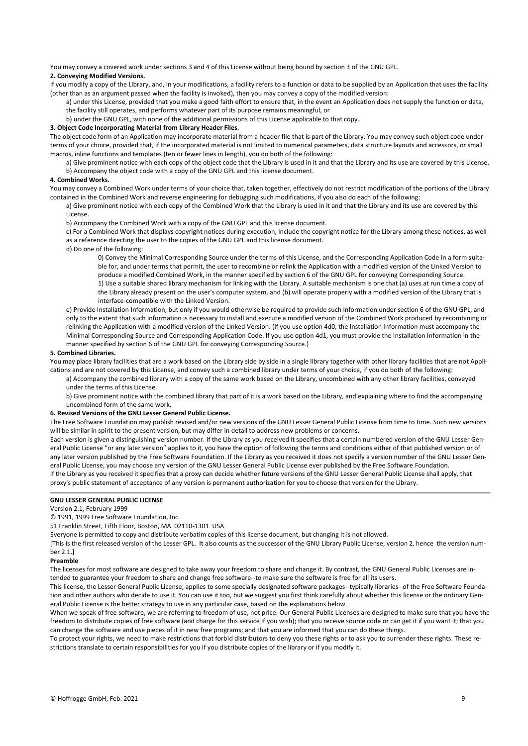You may convey a covered work under sections 3 and 4 of this License without being bound by section 3 of the GNU GPL.

**2. Conveying Modified Versions.**

If you modify a copy of the Library, and, in your modifications, a facility refers to a function or data to be supplied by an Application that uses the facility (other than as an argument passed when the facility is invoked), then you may convey a copy of the modified version:

a) under this License, provided that you make a good faith effort to ensure that, in the event an Application does not supply the function or data, the facility still operates, and performs whatever part of its purpose remains meaningful, or

b) under the GNU GPL, with none of the additional permissions of this License applicable to that copy.

**3. Object Code Incorporating Material from Library Header Files.**

The object code form of an Application may incorporate material from a header file that is part of the Library. You may convey such object code under terms of your choice, provided that, if the incorporated material is not limited to numerical parameters, data structure layouts and accessors, or small macros, inline functions and templates (ten or fewer lines in length), you do both of the following:

a) Give prominent notice with each copy of the object code that the Library is used in it and that the Library and its use are covered by this License.

b) Accompany the object code with a copy of the GNU GPL and this license document.

**4. Combined Works.**

You may convey a Combined Work under terms of your choice that, taken together, effectively do not restrict modification of the portions of the Library contained in the Combined Work and reverse engineering for debugging such modifications, if you also do each of the following:

a) Give prominent notice with each copy of the Combined Work that the Library is used in it and that the Library and its use are covered by this License.

b) Accompany the Combined Work with a copy of the GNU GPL and this license document.

c) For a Combined Work that displays copyright notices during execution, include the copyright notice for the Library among these notices, as well as a reference directing the user to the copies of the GNU GPL and this license document.

d) Do one of the following:

0) Convey the Minimal Corresponding Source under the terms of this License, and the Corresponding Application Code in a form suitable for, and under terms that permit, the user to recombine or relink the Application with a modified version of the Linked Version to produce a modified Combined Work, in the manner specified by section 6 of the GNU GPL for conveying Corresponding Source.

1) Use a suitable shared library mechanism for linking with the Library. A suitable mechanism is one that (a) uses at run time a copy of the Library already present on the user's computer system, and (b) will operate properly with a modified version of the Library that is interface-compatible with the Linked Version.

e) Provide Installation Information, but only if you would otherwise be required to provide such information under section 6 of the GNU GPL, and only to the extent that such information is necessary to install and execute a modified version of the Combined Work produced by recombining or relinking the Application with a modified version of the Linked Version. (If you use option 4d0, the Installation Information must accompany the Minimal Corresponding Source and Corresponding Application Code. If you use option 4d1, you must provide the Installation Information in the manner specified by section 6 of the GNU GPL for conveying Corresponding Source.)

**5. Combined Libraries.**

You may place library facilities that are a work based on the Library side by side in a single library together with other library facilities that are not Applications and are not covered by this License, and convey such a combined library under terms of your choice, if you do both of the following:

a) Accompany the combined library with a copy of the same work based on the Library, uncombined with any other library facilities, conveyed under the terms of this License.

b) Give prominent notice with the combined library that part of it is a work based on the Library, and explaining where to find the accompanying uncombined form of the same work.

**6. Revised Versions of the GNU Lesser General Public License.**

The Free Software Foundation may publish revised and/or new versions of the GNU Lesser General Public License from time to time. Such new versions will be similar in spirit to the present version, but may differ in detail to address new problems or concerns.

Each version is given a distinguishing version number. If the Library as you received it specifies that a certain numbered version of the GNU Lesser General Public License "or any later version" applies to it, you have the option of following the terms and conditions either of that published version or of any later version published by the Free Software Foundation. If the Library as you received it does not specify a version number of the GNU Lesser General Public License, you may choose any version of the GNU Lesser General Public License ever published by the Free Software Foundation.

If the Library as you received it specifies that a proxy can decide whether future versions of the GNU Lesser General Public License shall apply, that proxy's public statement of acceptance of any version is permanent authorization for you to choose that version for the Library.

---

**GNU LESSER GENERAL PUBLIC LICENSE**

Version 2.1, February 1999

© 1991, 1999 Free Software Foundation, Inc.

51 Franklin Street, Fifth Floor, Boston, MA 02110-1301 USA

Everyone is permitted to copy and distribute verbatim copies of this license document, but changing it is not allowed.

[This is the first released version of the Lesser GPL. It also counts as the successor of the GNU Library Public License, version 2, hence the version number 2.1.]

**Preamble**

The licenses for most software are designed to take away your freedom to share and change it. By contrast, the GNU General Public Licenses are intended to guarantee your freedom to share and change free software--to make sure the software is free for all its users.

This license, the Lesser General Public License, applies to some specially designated software packages--typically libraries--of the Free Software Foundation and other authors who decide to use it. You can use it too, but we suggest you first think carefully about whether this license or the ordinary General Public License is the better strategy to use in any particular case, based on the explanations below.

When we speak of free software, we are referring to freedom of use, not price. Our General Public Licenses are designed to make sure that you have the freedom to distribute copies of free software (and charge for this service if you wish); that you receive source code or can get it if you want it; that you can change the software and use pieces of it in new free programs; and that you are informed that you can do these things.

To protect your rights, we need to make restrictions that forbid distributors to deny you these rights or to ask you to surrender these rights. These restrictions translate to certain responsibilities for you if you distribute copies of the library or if you modify it.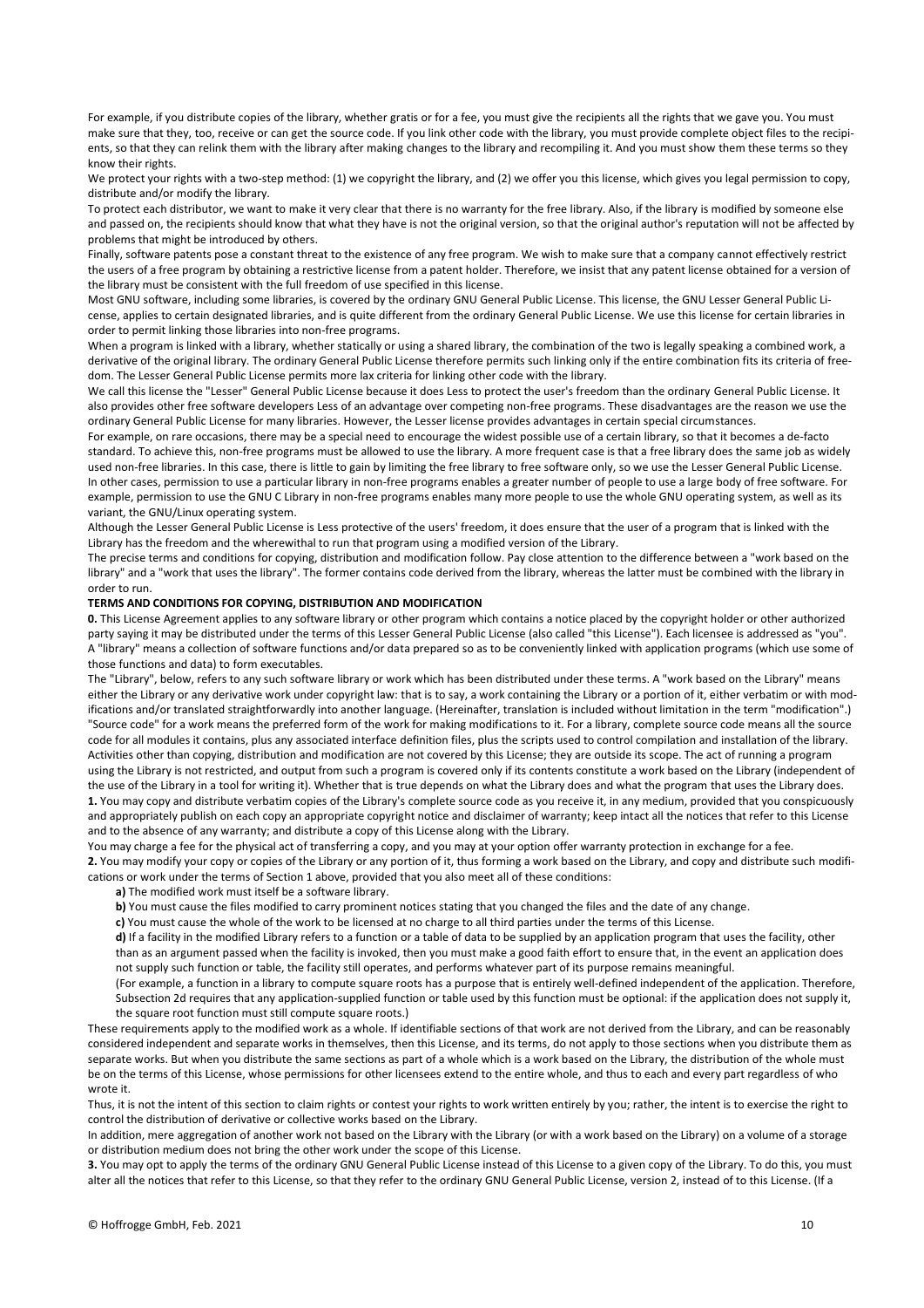For example, if you distribute copies of the library, whether gratis or for a fee, you must give the recipients all the rights that we gave you. You must make sure that they, too, receive or can get the source code. If you link other code with the library, you must provide complete object files to the recipients, so that they can relink them with the library after making changes to the library and recompiling it. And you must show them these terms so they know their rights.

We protect your rights with a two-step method: (1) we copyright the library, and (2) we offer you this license, which gives you legal permission to copy, distribute and/or modify the library.

To protect each distributor, we want to make it very clear that there is no warranty for the free library. Also, if the library is modified by someone else and passed on, the recipients should know that what they have is not the original version, so that the original author's reputation will not be affected by problems that might be introduced by others.

Finally, software patents pose a constant threat to the existence of any free program. We wish to make sure that a company cannot effectively restrict the users of a free program by obtaining a restrictive license from a patent holder. Therefore, we insist that any patent license obtained for a version of the library must be consistent with the full freedom of use specified in this license.

Most GNU software, including some libraries, is covered by the ordinary GNU General Public License. This license, the GNU Lesser General Public License, applies to certain designated libraries, and is quite different from the ordinary General Public License. We use this license for certain libraries in order to permit linking those libraries into non-free programs.

When a program is linked with a library, whether statically or using a shared library, the combination of the two is legally speaking a combined work, a derivative of the original library. The ordinary General Public License therefore permits such linking only if the entire combination fits its criteria of freedom. The Lesser General Public License permits more lax criteria for linking other code with the library.

We call this license the "Lesser" General Public License because it does Less to protect the user's freedom than the ordinary General Public License. It also provides other free software developers Less of an advantage over competing non-free programs. These disadvantages are the reason we use the ordinary General Public License for many libraries. However, the Lesser license provides advantages in certain special circumstances.

For example, on rare occasions, there may be a special need to encourage the widest possible use of a certain library, so that it becomes a de-facto standard. To achieve this, non-free programs must be allowed to use the library. A more frequent case is that a free library does the same job as widely used non-free libraries. In this case, there is little to gain by limiting the free library to free software only, so we use the Lesser General Public License.

In other cases, permission to use a particular library in non-free programs enables a greater number of people to use a large body of free software. For example, permission to use the GNU C Library in non-free programs enables many more people to use the whole GNU operating system, as well as its variant, the GNU/Linux operating system.

Although the Lesser General Public License is Less protective of the users' freedom, it does ensure that the user of a program that is linked with the Library has the freedom and the wherewithal to run that program using a modified version of the Library.

The precise terms and conditions for copying, distribution and modification follow. Pay close attention to the difference between a "work based on the library" and a "work that uses the library". The former contains code derived from the library, whereas the latter must be combined with the library in order to run.

**TERMS AND CONDITIONS FOR COPYING, DISTRIBUTION AND MODIFICATION**

**0.** This License Agreement applies to any software library or other program which contains a notice placed by the copyright holder or other authorized party saying it may be distributed under the terms of this Lesser General Public License (also called "this License"). Each licensee is addressed as "you". A "library" means a collection of software functions and/or data prepared so as to be conveniently linked with application programs (which use some of those functions and data) to form executables.

The "Library", below, refers to any such software library or work which has been distributed under these terms. A "work based on the Library" means either the Library or any derivative work under copyright law: that is to say, a work containing the Library or a portion of it, either verbatim or with modifications and/or translated straightforwardly into another language. (Hereinafter, translation is included without limitation in the term "modification".)

"Source code" for a work means the preferred form of the work for making modifications to it. For a library, complete source code means all the source code for all modules it contains, plus any associated interface definition files, plus the scripts used to control compilation and installation of the library.

Activities other than copying, distribution and modification are not covered by this License; they are outside its scope. The act of running a program using the Library is not restricted, and output from such a program is covered only if its contents constitute a work based on the Library (independent of the use of the Library in a tool for writing it). Whether that is true depends on what the Library does and what the program that uses the Library does.

**1.** You may copy and distribute verbatim copies of the Library's complete source code as you receive it, in any medium, provided that you conspicuously and appropriately publish on each copy an appropriate copyright notice and disclaimer of warranty; keep intact all the notices that refer to this License and to the absence of any warranty; and distribute a copy of this License along with the Library.

You may charge a fee for the physical act of transferring a copy, and you may at your option offer warranty protection in exchange for a fee.

**2.** You may modify your copy or copies of the Library or any portion of it, thus forming a work based on the Library, and copy and distribute such modifications or work under the terms of Section 1 above, provided that you also meet all of these conditions:

**a)** The modified work must itself be a software library.

**b)** You must cause the files modified to carry prominent notices stating that you changed the files and the date of any change.

**c)** You must cause the whole of the work to be licensed at no charge to all third parties under the terms of this License.

**d)** If a facility in the modified Library refers to a function or a table of data to be supplied by an application program that uses the facility, other than as an argument passed when the facility is invoked, then you must make a good faith effort to ensure that, in the event an application does not supply such function or table, the facility still operates, and performs whatever part of its purpose remains meaningful.

(For example, a function in a library to compute square roots has a purpose that is entirely well-defined independent of the application. Therefore, Subsection 2d requires that any application-supplied function or table used by this function must be optional: if the application does not supply it, the square root function must still compute square roots.)

These requirements apply to the modified work as a whole. If identifiable sections of that work are not derived from the Library, and can be reasonably considered independent and separate works in themselves, then this License, and its terms, do not apply to those sections when you distribute them as separate works. But when you distribute the same sections as part of a whole which is a work based on the Library, the distribution of the whole must be on the terms of this License, whose permissions for other licensees extend to the entire whole, and thus to each and every part regardless of who wrote it.

Thus, it is not the intent of this section to claim rights or contest your rights to work written entirely by you; rather, the intent is to exercise the right to control the distribution of derivative or collective works based on the Library.

In addition, mere aggregation of another work not based on the Library with the Library (or with a work based on the Library) on a volume of a storage or distribution medium does not bring the other work under the scope of this License.

**3.** You may opt to apply the terms of the ordinary GNU General Public License instead of this License to a given copy of the Library. To do this, you must alter all the notices that refer to this License, so that they refer to the ordinary GNU General Public License, version 2, instead of to this License. (If a

© Hoffrogge GmbH, Feb. 2021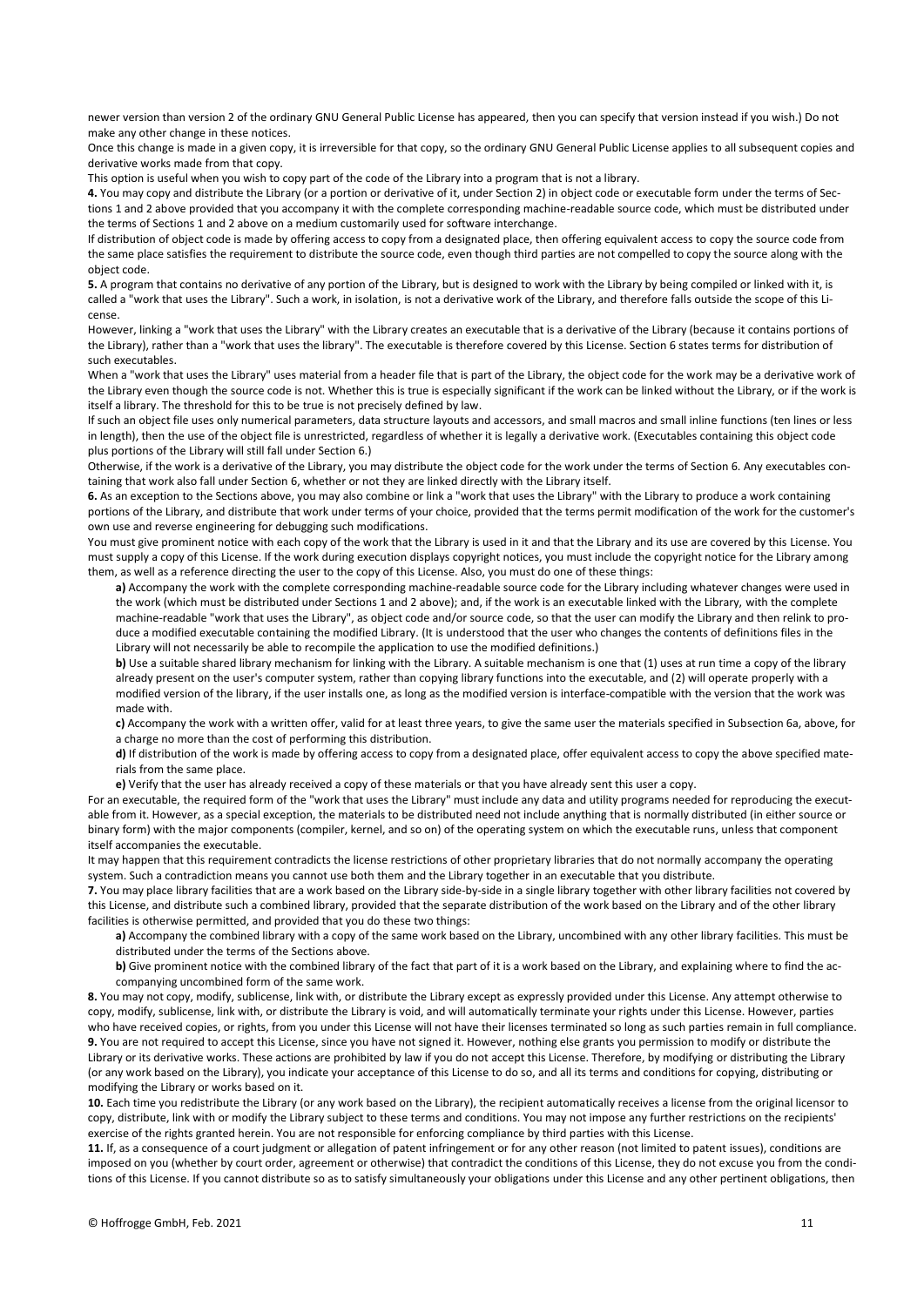newer version than version 2 of the ordinary GNU General Public License has appeared, then you can specify that version instead if you wish.) Do not make any other change in these notices.

Once this change is made in a given copy, it is irreversible for that copy, so the ordinary GNU General Public License applies to all subsequent copies and derivative works made from that copy.

This option is useful when you wish to copy part of the code of the Library into a program that is not a library.

**4.** You may copy and distribute the Library (or a portion or derivative of it, under Section 2) in object code or executable form under the terms of Sections 1 and 2 above provided that you accompany it with the complete corresponding machine-readable source code, which must be distributed under the terms of Sections 1 and 2 above on a medium customarily used for software interchange.

If distribution of object code is made by offering access to copy from a designated place, then offering equivalent access to copy the source code from the same place satisfies the requirement to distribute the source code, even though third parties are not compelled to copy the source along with the object code.

**5.** A program that contains no derivative of any portion of the Library, but is designed to work with the Library by being compiled or linked with it, is called a "work that uses the Library". Such a work, in isolation, is not a derivative work of the Library, and therefore falls outside the scope of this License.

However, linking a "work that uses the Library" with the Library creates an executable that is a derivative of the Library (because it contains portions of the Library), rather than a "work that uses the library". The executable is therefore covered by this License. Section 6 states terms for distribution of such executables.

When a "work that uses the Library" uses material from a header file that is part of the Library, the object code for the work may be a derivative work of the Library even though the source code is not. Whether this is true is especially significant if the work can be linked without the Library, or if the work is itself a library. The threshold for this to be true is not precisely defined by law.

If such an object file uses only numerical parameters, data structure layouts and accessors, and small macros and small inline functions (ten lines or less in length), then the use of the object file is unrestricted, regardless of whether it is legally a derivative work. (Executables containing this object code plus portions of the Library will still fall under Section 6.)

Otherwise, if the work is a derivative of the Library, you may distribute the object code for the work under the terms of Section 6. Any executables containing that work also fall under Section 6, whether or not they are linked directly with the Library itself.

**6.** As an exception to the Sections above, you may also combine or link a "work that uses the Library" with the Library to produce a work containing portions of the Library, and distribute that work under terms of your choice, provided that the terms permit modification of the work for the customer's own use and reverse engineering for debugging such modifications.

You must give prominent notice with each copy of the work that the Library is used in it and that the Library and its use are covered by this License. You must supply a copy of this License. If the work during execution displays copyright notices, you must include the copyright notice for the Library among them, as well as a reference directing the user to the copy of this License. Also, you must do one of these things:

**a)** Accompany the work with the complete corresponding machine-readable source code for the Library including whatever changes were used in the work (which must be distributed under Sections 1 and 2 above); and, if the work is an executable linked with the Library, with the complete machine-readable "work that uses the Library", as object code and/or source code, so that the user can modify the Library and then relink to produce a modified executable containing the modified Library. (It is understood that the user who changes the contents of definitions files in the Library will not necessarily be able to recompile the application to use the modified definitions.)

**b)** Use a suitable shared library mechanism for linking with the Library. A suitable mechanism is one that (1) uses at run time a copy of the library already present on the user's computer system, rather than copying library functions into the executable, and (2) will operate properly with a modified version of the library, if the user installs one, as long as the modified version is interface-compatible with the version that the work was made with.

**c)** Accompany the work with a written offer, valid for at least three years, to give the same user the materials specified in Subsection 6a, above, for a charge no more than the cost of performing this distribution.

**d)** If distribution of the work is made by offering access to copy from a designated place, offer equivalent access to copy the above specified materials from the same place.

**e)** Verify that the user has already received a copy of these materials or that you have already sent this user a copy.

For an executable, the required form of the "work that uses the Library" must include any data and utility programs needed for reproducing the executable from it. However, as a special exception, the materials to be distributed need not include anything that is normally distributed (in either source or binary form) with the major components (compiler, kernel, and so on) of the operating system on which the executable runs, unless that component itself accompanies the executable.

It may happen that this requirement contradicts the license restrictions of other proprietary libraries that do not normally accompany the operating system. Such a contradiction means you cannot use both them and the Library together in an executable that you distribute.

**7.** You may place library facilities that are a work based on the Library side-by-side in a single library together with other library facilities not covered by this License, and distribute such a combined library, provided that the separate distribution of the work based on the Library and of the other library facilities is otherwise permitted, and provided that you do these two things:

**a)** Accompany the combined library with a copy of the same work based on the Library, uncombined with any other library facilities. This must be distributed under the terms of the Sections above.

**b)** Give prominent notice with the combined library of the fact that part of it is a work based on the Library, and explaining where to find the accompanying uncombined form of the same work.

**8.** You may not copy, modify, sublicense, link with, or distribute the Library except as expressly provided under this License. Any attempt otherwise to copy, modify, sublicense, link with, or distribute the Library is void, and will automatically terminate your rights under this License. However, parties who have received copies, or rights, from you under this License will not have their licenses terminated so long as such parties remain in full compliance.

**9.** You are not required to accept this License, since you have not signed it. However, nothing else grants you permission to modify or distribute the Library or its derivative works. These actions are prohibited by law if you do not accept this License. Therefore, by modifying or distributing the Library (or any work based on the Library), you indicate your acceptance of this License to do so, and all its terms and conditions for copying, distributing or modifying the Library or works based on it.

**10.** Each time you redistribute the Library (or any work based on the Library), the recipient automatically receives a license from the original licensor to copy, distribute, link with or modify the Library subject to these terms and conditions. You may not impose any further restrictions on the recipients' exercise of the rights granted herein. You are not responsible for enforcing compliance by third parties with this License.

**11.** If, as a consequence of a court judgment or allegation of patent infringement or for any other reason (not limited to patent issues), conditions are imposed on you (whether by court order, agreement or otherwise) that contradict the conditions of this License, they do not excuse you from the conditions of this License. If you cannot distribute so as to satisfy simultaneously your obligations under this License and any other pertinent obligations, then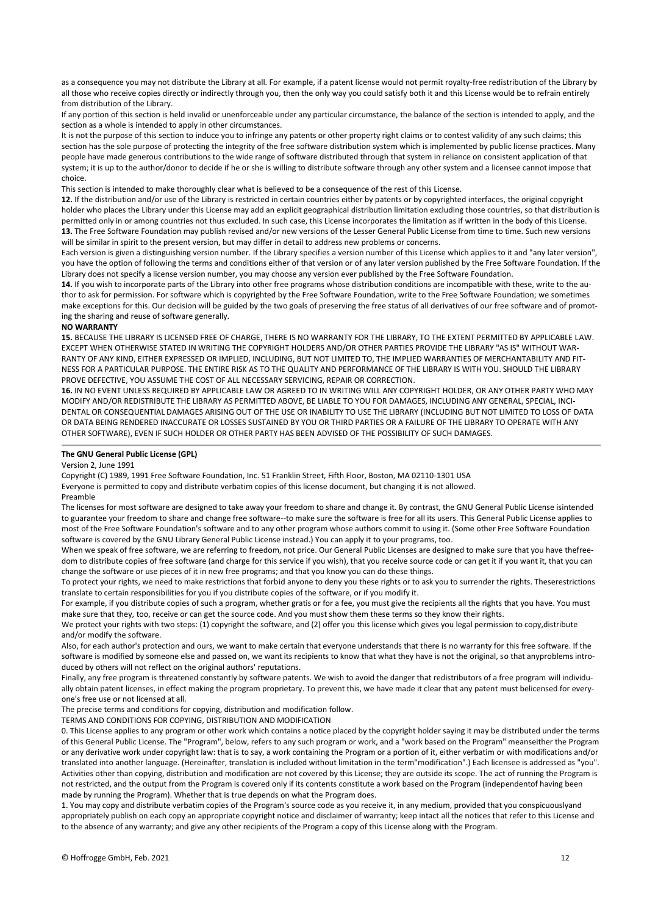as a consequence you may not distribute the Library at all. For example, if a patent license would not permit royalty-free redistribution of the Library by all those who receive copies directly or indirectly through you, then the only way you could satisfy both it and this License would be to refrain entirely from distribution of the Library.

If any portion of this section is held invalid or unenforceable under any particular circumstance, the balance of the section is intended to apply, and the section as a whole is intended to apply in other circumstances.

It is not the purpose of this section to induce you to infringe any patents or other property right claims or to contest validity of any such claims; this section has the sole purpose of protecting the integrity of the free software distribution system which is implemented by public license practices. Many people have made generous contributions to the wide range of software distributed through that system in reliance on consistent application of that system; it is up to the author/donor to decide if he or she is willing to distribute software through any other system and a licensee cannot impose that choice.

This section is intended to make thoroughly clear what is believed to be a consequence of the rest of this License.

**12.** If the distribution and/or use of the Library is restricted in certain countries either by patents or by copyrighted interfaces, the original copyright holder who places the Library under this License may add an explicit geographical distribution limitation excluding those countries, so that distribution is permitted only in or among countries not thus excluded. In such case, this License incorporates the limitation as if written in the body of this License.

**13.** The Free Software Foundation may publish revised and/or new versions of the Lesser General Public License from time to time. Such new versions will be similar in spirit to the present version, but may differ in detail to address new problems or concerns.

Each version is given a distinguishing version number. If the Library specifies a version number of this License which applies to it and "any later version", you have the option of following the terms and conditions either of that version or of any later version published by the Free Software Foundation. If the Library does not specify a license version number, you may choose any version ever published by the Free Software Foundation.

**14.** If you wish to incorporate parts of the Library into other free programs whose distribution conditions are incompatible with these, write to the author to ask for permission. For software which is copyrighted by the Free Software Foundation, write to the Free Software Foundation; we sometimes make exceptions for this. Our decision will be guided by the two goals of preserving the free status of all derivatives of our free software and of promoting the sharing and reuse of software generally.

**NO WARRANTY**

**15.** BECAUSE THE LIBRARY IS LICENSED FREE OF CHARGE, THERE IS NO WARRANTY FOR THE LIBRARY, TO THE EXTENT PERMITTED BY APPLICABLE LAW. EXCEPT WHEN OTHERWISE STATED IN WRITING THE COPYRIGHT HOLDERS AND/OR OTHER PARTIES PROVIDE THE LIBRARY "AS IS" WITHOUT WARRANTY OF ANY KIND, EITHER EXPRESSED OR IMPLIED, INCLUDING, BUT NOT LIMITED TO, THE IMPLIED WARRANTIES OF MERCHANTABILITY AND FITNESS FOR A PARTICULAR PURPOSE. THE ENTIRE RISK AS TO THE QUALITY AND PERFORMANCE OF THE LIBRARY IS WITH YOU. SHOULD THE LIBRARY PROVE DEFECTIVE, YOU ASSUME THE COST OF ALL NECESSARY SERVICING, REPAIR OR CORRECTION.

**16.** IN NO EVENT UNLESS REQUIRED BY APPLICABLE LAW OR AGREED TO IN WRITING WILL ANY COPYRIGHT HOLDER, OR ANY OTHER PARTY WHO MAY MODIFY AND/OR REDISTRIBUTE THE LIBRARY AS PERMITTED ABOVE, BE LIABLE TO YOU FOR DAMAGES, INCLUDING ANY GENERAL, SPECIAL, INCIDENTAL OR CONSEQUENTIAL DAMAGES ARISING OUT OF THE USE OR INABILITY TO USE THE LIBRARY (INCLUDING BUT NOT LIMITED TO LOSS OF DATA OR DATA BEING RENDERED INACCURATE OR LOSSES SUSTAINED BY YOU OR THIRD PARTIES OR A FAILURE OF THE LIBRARY TO OPERATE WITH ANY OTHER SOFTWARE), EVEN IF SUCH HOLDER OR OTHER PARTY HAS BEEN ADVISED OF THE POSSIBILITY OF SUCH DAMAGES.

---

**The GNU General Public License (GPL)**

Version 2, June 1991

Copyright (C) 1989, 1991 Free Software Foundation, Inc. 51 Franklin Street, Fifth Floor, Boston, MA 02110-1301 USA

Everyone is permitted to copy and distribute verbatim copies of this license document, but changing it is not allowed.

Preamble

The licenses for most software are designed to take away your freedom to share and change it. By contrast, the GNU General Public License isintended to guarantee your freedom to share and change free software--to make sure the software is free for all its users. This General Public License applies to most of the Free Software Foundation's software and to any other program whose authors commit to using it. (Some other Free Software Foundation software is covered by the GNU Library General Public License instead.) You can apply it to your programs, too.

When we speak of free software, we are referring to freedom, not price. Our General Public Licenses are designed to make sure that you have thefreedom to distribute copies of free software (and charge for this service if you wish), that you receive source code or can get it if you want it, that you can change the software or use pieces of it in new free programs; and that you know you can do these things.

To protect your rights, we need to make restrictions that forbid anyone to deny you these rights or to ask you to surrender the rights. Theserestrictions translate to certain responsibilities for you if you distribute copies of the software, or if you modify it.

For example, if you distribute copies of such a program, whether gratis or for a fee, you must give the recipients all the rights that you have. You must make sure that they, too, receive or can get the source code. And you must show them these terms so they know their rights.

We protect your rights with two steps: (1) copyright the software, and (2) offer you this license which gives you legal permission to copy,distribute and/or modify the software.

Also, for each author's protection and ours, we want to make certain that everyone understands that there is no warranty for this free software. If the software is modified by someone else and passed on, we want its recipients to know that what they have is not the original, so that anyproblems introduced by others will not reflect on the original authors' reputations.

Finally, any free program is threatened constantly by software patents. We wish to avoid the danger that redistributors of a free program will individually obtain patent licenses, in effect making the program proprietary. To prevent this, we have made it clear that any patent must belicensed for everyone's free use or not licensed at all.

The precise terms and conditions for copying, distribution and modification follow.

TERMS AND CONDITIONS FOR COPYING, DISTRIBUTION AND MODIFICATION

0. This License applies to any program or other work which contains a notice placed by the copyright holder saying it may be distributed under the terms of this General Public License. The "Program", below, refers to any such program or work, and a "work based on the Program" meanseither the Program or any derivative work under copyright law: that is to say, a work containing the Program or a portion of it, either verbatim or with modifications and/or translated into another language. (Hereinafter, translation is included without limitation in the term"modification".) Each licensee is addressed as "you". Activities other than copying, distribution and modification are not covered by this License; they are outside its scope. The act of running the Program is not restricted, and the output from the Program is covered only if its contents constitute a work based on the Program (independentof having been made by running the Program). Whether that is true depends on what the Program does.

1. You may copy and distribute verbatim copies of the Program's source code as you receive it, in any medium, provided that you conspicuouslyand appropriately publish on each copy an appropriate copyright notice and disclaimer of warranty; keep intact all the notices that refer to this License and to the absence of any warranty; and give any other recipients of the Program a copy of this License along with the Program.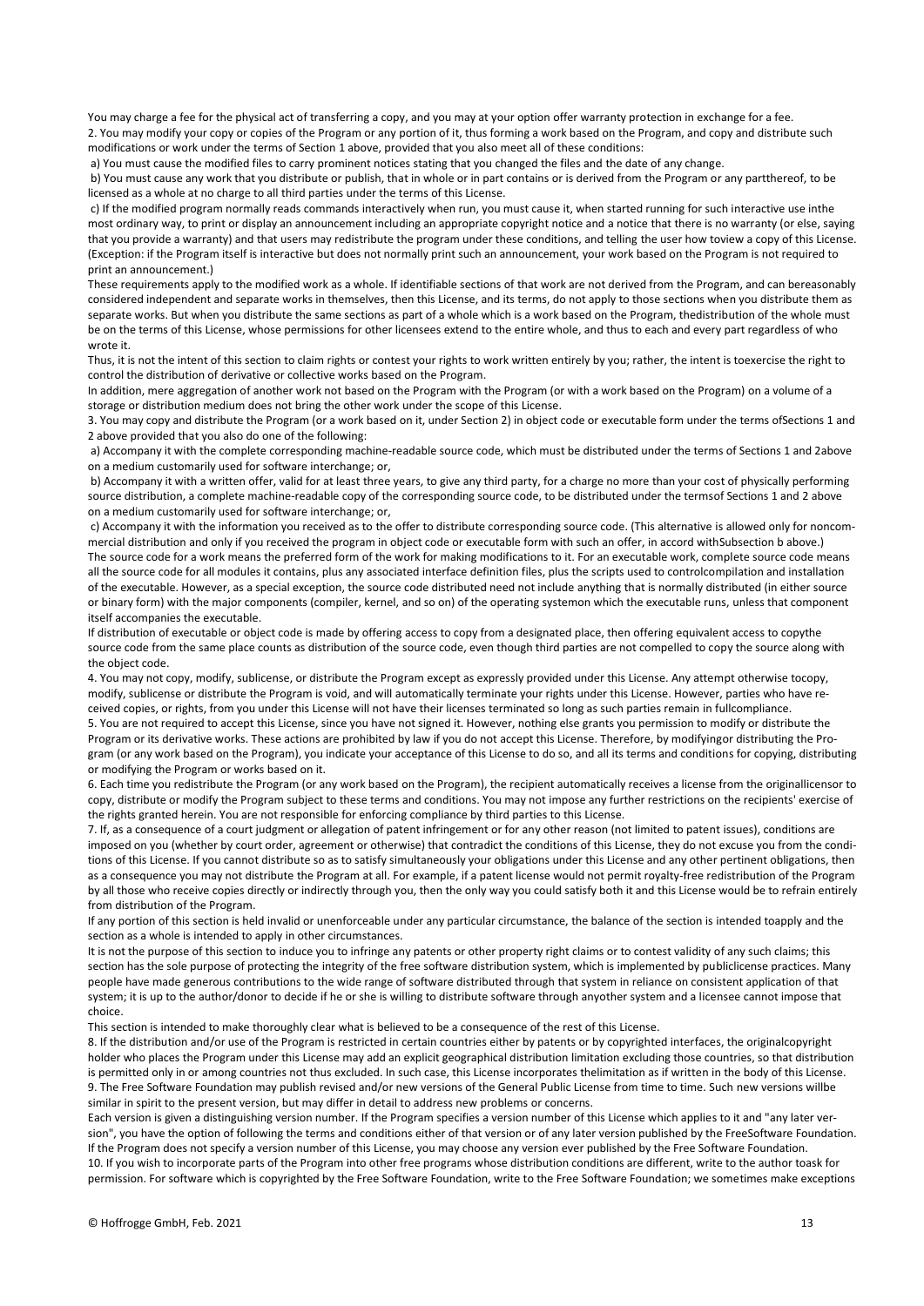You may charge a fee for the physical act of transferring a copy, and you may at your option offer warranty protection in exchange for a fee.

2. You may modify your copy or copies of the Program or any portion of it, thus forming a work based on the Program, and copy and distribute such modifications or work under the terms of Section 1 above, provided that you also meet all of these conditions:

a) You must cause the modified files to carry prominent notices stating that you changed the files and the date of any change.

b) You must cause any work that you distribute or publish, that in whole or in part contains or is derived from the Program or any partthereof, to be licensed as a whole at no charge to all third parties under the terms of this License.

c) If the modified program normally reads commands interactively when run, you must cause it, when started running for such interactive use inthe most ordinary way, to print or display an announcement including an appropriate copyright notice and a notice that there is no warranty (or else, saying that you provide a warranty) and that users may redistribute the program under these conditions, and telling the user how toview a copy of this License. (Exception: if the Program itself is interactive but does not normally print such an announcement, your work based on the Program is not required to print an announcement.)

These requirements apply to the modified work as a whole. If identifiable sections of that work are not derived from the Program, and can bereasonably considered independent and separate works in themselves, then this License, and its terms, do not apply to those sections when you distribute them as separate works. But when you distribute the same sections as part of a whole which is a work based on the Program, thedistribution of the whole must be on the terms of this License, whose permissions for other licensees extend to the entire whole, and thus to each and every part regardless of who wrote it.

Thus, it is not the intent of this section to claim rights or contest your rights to work written entirely by you; rather, the intent is toexercise the right to control the distribution of derivative or collective works based on the Program.

In addition, mere aggregation of another work not based on the Program with the Program (or with a work based on the Program) on a volume of a storage or distribution medium does not bring the other work under the scope of this License.

3. You may copy and distribute the Program (or a work based on it, under Section 2) in object code or executable form under the terms ofSections 1 and 2 above provided that you also do one of the following:

a) Accompany it with the complete corresponding machine-readable source code, which must be distributed under the terms of Sections 1 and 2above on a medium customarily used for software interchange; or,

b) Accompany it with a written offer, valid for at least three years, to give any third party, for a charge no more than your cost of physically performing source distribution, a complete machine-readable copy of the corresponding source code, to be distributed under the termsof Sections 1 and 2 above on a medium customarily used for software interchange; or,

c) Accompany it with the information you received as to the offer to distribute corresponding source code. (This alternative is allowed only for noncommercial distribution and only if you received the program in object code or executable form with such an offer, in accord withSubsection b above.)

The source code for a work means the preferred form of the work for making modifications to it. For an executable work, complete source code means all the source code for all modules it contains, plus any associated interface definition files, plus the scripts used to controlcompilation and installation of the executable. However, as a special exception, the source code distributed need not include anything that is normally distributed (in either source or binary form) with the major components (compiler, kernel, and so on) of the operating systemon which the executable runs, unless that component itself accompanies the executable.

If distribution of executable or object code is made by offering access to copy from a designated place, then offering equivalent access to copythe source code from the same place counts as distribution of the source code, even though third parties are not compelled to copy the source along with the object code.

4. You may not copy, modify, sublicense, or distribute the Program except as expressly provided under this License. Any attempt otherwise tocopy, modify, sublicense or distribute the Program is void, and will automatically terminate your rights under this License. However, parties who have received copies, or rights, from you under this License will not have their licenses terminated so long as such parties remain in fullcompliance.

5. You are not required to accept this License, since you have not signed it. However, nothing else grants you permission to modify or distribute the Program or its derivative works. These actions are prohibited by law if you do not accept this License. Therefore, by modifyingor distributing the Program (or any work based on the Program), you indicate your acceptance of this License to do so, and all its terms and conditions for copying, distributing or modifying the Program or works based on it.

6. Each time you redistribute the Program (or any work based on the Program), the recipient automatically receives a license from the originallicensor to copy, distribute or modify the Program subject to these terms and conditions. You may not impose any further restrictions on the recipients' exercise of the rights granted herein. You are not responsible for enforcing compliance by third parties to this License.

7. If, as a consequence of a court judgment or allegation of patent infringement or for any other reason (not limited to patent issues), conditions are imposed on you (whether by court order, agreement or otherwise) that contradict the conditions of this License, they do not excuse you from the conditions of this License. If you cannot distribute so as to satisfy simultaneously your obligations under this License and any other pertinent obligations, then as a consequence you may not distribute the Program at all. For example, if a patent license would not permit royalty-free redistribution of the Program by all those who receive copies directly or indirectly through you, then the only way you could satisfy both it and this License would be to refrain entirely from distribution of the Program.

If any portion of this section is held invalid or unenforceable under any particular circumstance, the balance of the section is intended toapply and the section as a whole is intended to apply in other circumstances.

It is not the purpose of this section to induce you to infringe any patents or other property right claims or to contest validity of any such claims; this section has the sole purpose of protecting the integrity of the free software distribution system, which is implemented by publiclicense practices. Many people have made generous contributions to the wide range of software distributed through that system in reliance on consistent application of that system; it is up to the author/donor to decide if he or she is willing to distribute software through anyother system and a licensee cannot impose that choice.

This section is intended to make thoroughly clear what is believed to be a consequence of the rest of this License.

8. If the distribution and/or use of the Program is restricted in certain countries either by patents or by copyrighted interfaces, the originalcopyright holder who places the Program under this License may add an explicit geographical distribution limitation excluding those countries, so that distribution is permitted only in or among countries not thus excluded. In such case, this License incorporates thelimitation as if written in the body of this License.

9. The Free Software Foundation may publish revised and/or new versions of the General Public License from time to time. Such new versions willbe similar in spirit to the present version, but may differ in detail to address new problems or concerns.

Each version is given a distinguishing version number. If the Program specifies a version number of this License which applies to it and "any later version", you have the option of following the terms and conditions either of that version or of any later version published by the FreeSoftware Foundation. If the Program does not specify a version number of this License, you may choose any version ever published by the Free Software Foundation.

10. If you wish to incorporate parts of the Program into other free programs whose distribution conditions are different, write to the author toask for permission. For software which is copyrighted by the Free Software Foundation, write to the Free Software Foundation; we sometimes make exceptions

© Hoffrogge GmbH, Feb. 2021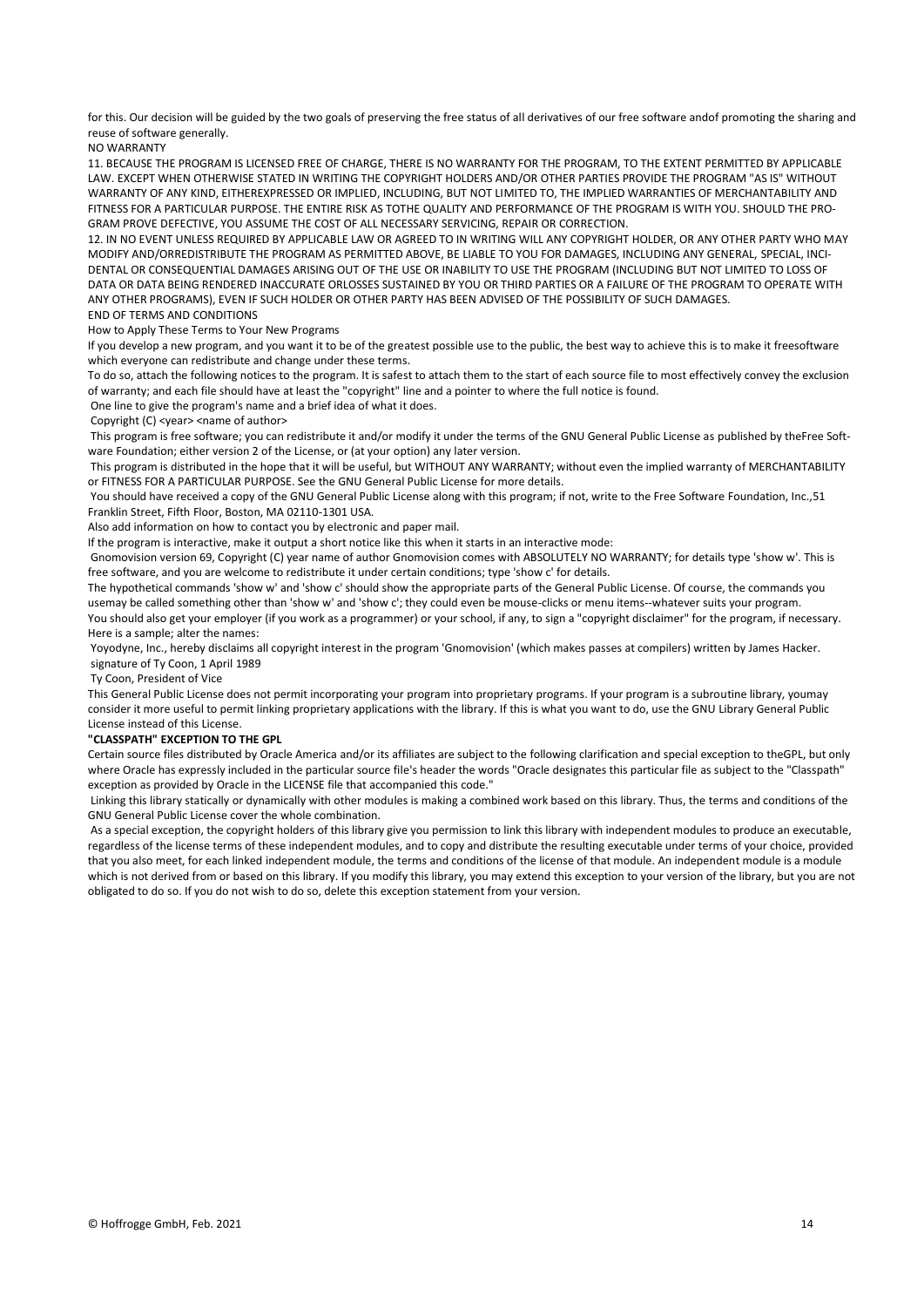for this. Our decision will be guided by the two goals of preserving the free status of all derivatives of our free software andof promoting the sharing and reuse of software generally.

NO WARRANTY

11. BECAUSE THE PROGRAM IS LICENSED FREE OF CHARGE, THERE IS NO WARRANTY FOR THE PROGRAM, TO THE EXTENT PERMITTED BY APPLICABLE LAW. EXCEPT WHEN OTHERWISE STATED IN WRITING THE COPYRIGHT HOLDERS AND/OR OTHER PARTIES PROVIDE THE PROGRAM "AS IS" WITHOUT WARRANTY OF ANY KIND, EITHEREXPRESSED OR IMPLIED, INCLUDING, BUT NOT LIMITED TO, THE IMPLIED WARRANTIES OF MERCHANTABILITY AND FITNESS FOR A PARTICULAR PURPOSE. THE ENTIRE RISK AS TOTHE QUALITY AND PERFORMANCE OF THE PROGRAM IS WITH YOU. SHOULD THE PROGRAM PROVE DEFECTIVE, YOU ASSUME THE COST OF ALL NECESSARY SERVICING, REPAIR OR CORRECTION.

12. IN NO EVENT UNLESS REQUIRED BY APPLICABLE LAW OR AGREED TO IN WRITING WILL ANY COPYRIGHT HOLDER, OR ANY OTHER PARTY WHO MAY MODIFY AND/ORREDISTRIBUTE THE PROGRAM AS PERMITTED ABOVE, BE LIABLE TO YOU FOR DAMAGES, INCLUDING ANY GENERAL, SPECIAL, INCIDENTAL OR CONSEQUENTIAL DAMAGES ARISING OUT OF THE USE OR INABILITY TO USE THE PROGRAM (INCLUDING BUT NOT LIMITED TO LOSS OF DATA OR DATA BEING RENDERED INACCURATE ORLOSSES SUSTAINED BY YOU OR THIRD PARTIES OR A FAILURE OF THE PROGRAM TO OPERATE WITH ANY OTHER PROGRAMS), EVEN IF SUCH HOLDER OR OTHER PARTY HAS BEEN ADVISED OF THE POSSIBILITY OF SUCH DAMAGES.

END OF TERMS AND CONDITIONS

How to Apply These Terms to Your New Programs

If you develop a new program, and you want it to be of the greatest possible use to the public, the best way to achieve this is to make it freesoftware which everyone can redistribute and change under these terms.

To do so, attach the following notices to the program. It is safest to attach them to the start of each source file to most effectively convey the exclusion of warranty; and each file should have at least the "copyright" line and a pointer to where the full notice is found.

One line to give the program's name and a brief idea of what it does.

Copyright (C) <year> <name of author>

This program is free software; you can redistribute it and/or modify it under the terms of the GNU General Public License as published by theFree Software Foundation; either version 2 of the License, or (at your option) any later version.

This program is distributed in the hope that it will be useful, but WITHOUT ANY WARRANTY; without even the implied warranty of MERCHANTABILITY or FITNESS FOR A PARTICULAR PURPOSE. See the GNU General Public License for more details.

You should have received a copy of the GNU General Public License along with this program; if not, write to the Free Software Foundation, Inc.,51 Franklin Street, Fifth Floor, Boston, MA 02110-1301 USA.

Also add information on how to contact you by electronic and paper mail.

If the program is interactive, make it output a short notice like this when it starts in an interactive mode:

Gnomovision version 69, Copyright (C) year name of author Gnomovision comes with ABSOLUTELY NO WARRANTY; for details type 'show w'. This is free software, and you are welcome to redistribute it under certain conditions; type 'show c' for details.

The hypothetical commands 'show w' and 'show c' should show the appropriate parts of the General Public License. Of course, the commands you usemay be called something other than 'show w' and 'show c'; they could even be mouse-clicks or menu items--whatever suits your program.

You should also get your employer (if you work as a programmer) or your school, if any, to sign a "copyright disclaimer" for the program, if necessary. Here is a sample; alter the names:

Yoyodyne, Inc., hereby disclaims all copyright interest in the program 'Gnomovision' (which makes passes at compilers) written by James Hacker.

signature of Ty Coon, 1 April 1989

Ty Coon, President of Vice

This General Public License does not permit incorporating your program into proprietary programs. If your program is a subroutine library, youmay consider it more useful to permit linking proprietary applications with the library. If this is what you want to do, use the GNU Library General Public License instead of this License.

**"CLASSPATH" EXCEPTION TO THE GPL**

Certain source files distributed by Oracle America and/or its affiliates are subject to the following clarification and special exception to theGPL, but only where Oracle has expressly included in the particular source file's header the words "Oracle designates this particular file as subject to the "Classpath" exception as provided by Oracle in the LICENSE file that accompanied this code."

Linking this library statically or dynamically with other modules is making a combined work based on this library. Thus, the terms and conditions of the GNU General Public License cover the whole combination.

As a special exception, the copyright holders of this library give you permission to link this library with independent modules to produce an executable, regardless of the license terms of these independent modules, and to copy and distribute the resulting executable under terms of your choice, provided that you also meet, for each linked independent module, the terms and conditions of the license of that module. An independent module is a module which is not derived from or based on this library. If you modify this library, you may extend this exception to your version of the library, but you are not obligated to do so. If you do not wish to do so, delete this exception statement from your version.